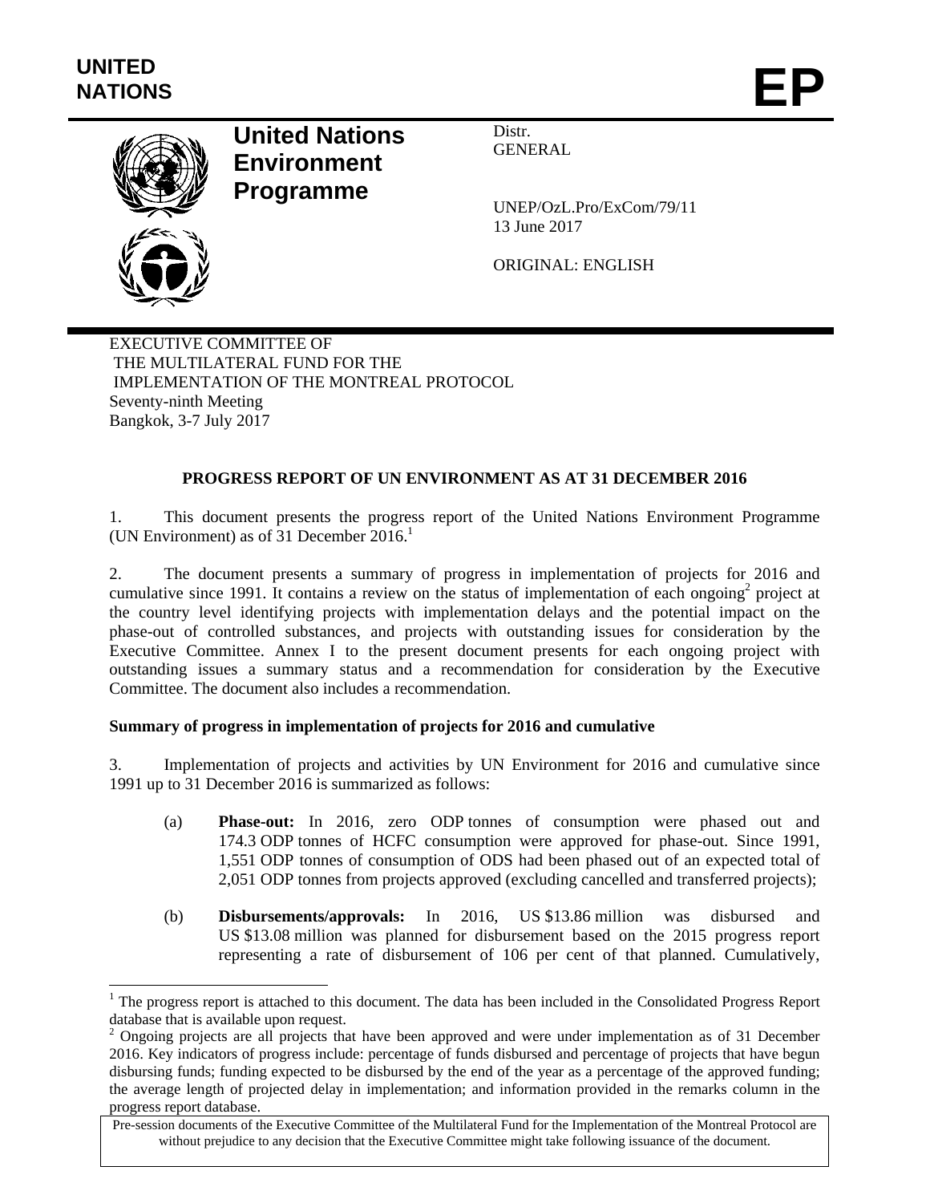UNITED NATIONS

# EP

**United Nations Environment Programme**

Distr.
GENERAL

UNEP/OzL.Pro/ExCom/79/11
13 June 2017

ORIGINAL: ENGLISH

EXECUTIVE COMMITTEE OF
THE MULTILATERAL FUND FOR THE
IMPLEMENTATION OF THE MONTREAL PROTOCOL
Seventy-ninth Meeting
Bangkok, 3-7 July 2017

## PROGRESS REPORT OF UN ENVIRONMENT AS AT 31 DECEMBER 2016

1. This document presents the progress report of the United Nations Environment Programme (UN Environment) as of 31 December 2016.[1]

2. The document presents a summary of progress in implementation of projects for 2016 and cumulative since 1991. It contains a review on the status of implementation of each ongoing[2] project at the country level identifying projects with implementation delays and the potential impact on the phase-out of controlled substances, and projects with outstanding issues for consideration by the Executive Committee. Annex I to the present document presents for each ongoing project with outstanding issues a summary status and a recommendation for consideration by the Executive Committee. The document also includes a recommendation.

**Summary of progress in implementation of projects for 2016 and cumulative**

3. Implementation of projects and activities by UN Environment for 2016 and cumulative since 1991 up to 31 December 2016 is summarized as follows:

(a) **Phase-out:** In 2016, zero ODP tonnes of consumption were phased out and 174.3 ODP tonnes of HCFC consumption were approved for phase-out. Since 1991, 1,551 ODP tonnes of consumption of ODS had been phased out of an expected total of 2,051 ODP tonnes from projects approved (excluding cancelled and transferred projects);

(b) **Disbursements/approvals:** In 2016, US $13.86 million was disbursed and US $13.08 million was planned for disbursement based on the 2015 progress report representing a rate of disbursement of 106 per cent of that planned. Cumulatively,

---

[1] The progress report is attached to this document. The data has been included in the Consolidated Progress Report database that is available upon request.

[2] Ongoing projects are all projects that have been approved and were under implementation as of 31 December 2016. Key indicators of progress include: percentage of funds disbursed and percentage of projects that have begun disbursing funds; funding expected to be disbursed by the end of the year as a percentage of the approved funding; the average length of projected delay in implementation; and information provided in the remarks column in the progress report database.

Pre-session documents of the Executive Committee of the Multilateral Fund for the Implementation of the Montreal Protocol are without prejudice to any decision that the Executive Committee might take following issuance of the document.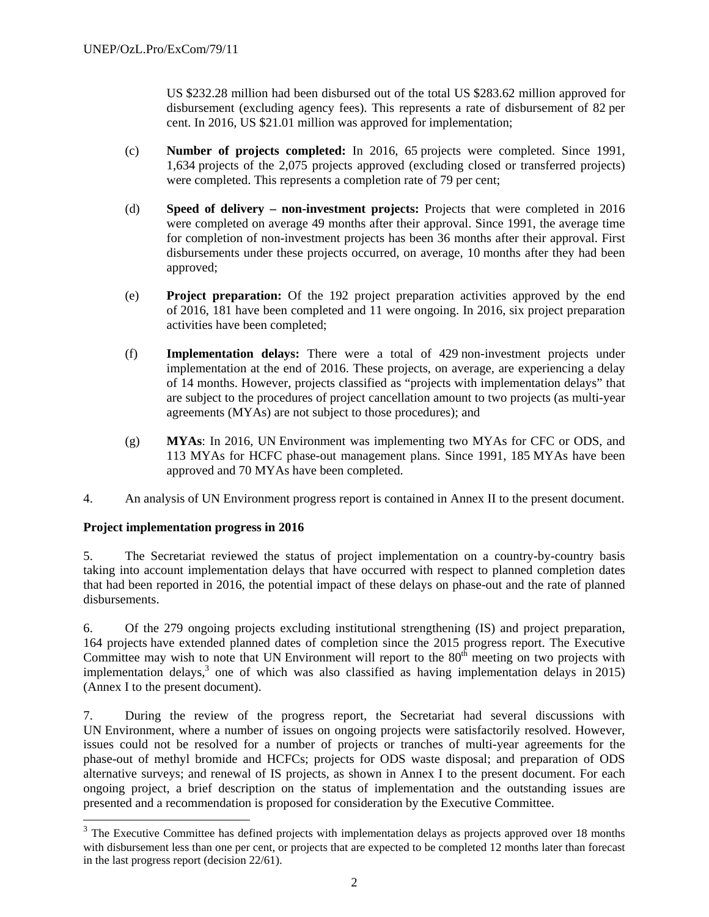US $232.28 million had been disbursed out of the total US $283.62 million approved for disbursement (excluding agency fees). This represents a rate of disbursement of 82 per cent. In 2016, US $21.01 million was approved for implementation;

(c) **Number of projects completed:** In 2016, 65 projects were completed. Since 1991, 1,634 projects of the 2,075 projects approved (excluding closed or transferred projects) were completed. This represents a completion rate of 79 per cent;

(d) **Speed of delivery – non-investment projects:** Projects that were completed in 2016 were completed on average 49 months after their approval. Since 1991, the average time for completion of non-investment projects has been 36 months after their approval. First disbursements under these projects occurred, on average, 10 months after they had been approved;

(e) **Project preparation:** Of the 192 project preparation activities approved by the end of 2016, 181 have been completed and 11 were ongoing. In 2016, six project preparation activities have been completed;

(f) **Implementation delays:** There were a total of 429 non-investment projects under implementation at the end of 2016. These projects, on average, are experiencing a delay of 14 months. However, projects classified as "projects with implementation delays" that are subject to the procedures of project cancellation amount to two projects (as multi-year agreements (MYAs) are not subject to those procedures); and

(g) **MYAs**: In 2016, UN Environment was implementing two MYAs for CFC or ODS, and 113 MYAs for HCFC phase-out management plans. Since 1991, 185 MYAs have been approved and 70 MYAs have been completed.

4. An analysis of UN Environment progress report is contained in Annex II to the present document.

**Project implementation progress in 2016**

5. The Secretariat reviewed the status of project implementation on a country-by-country basis taking into account implementation delays that have occurred with respect to planned completion dates that had been reported in 2016, the potential impact of these delays on phase-out and the rate of planned disbursements.

6. Of the 279 ongoing projects excluding institutional strengthening (IS) and project preparation, 164 projects have extended planned dates of completion since the 2015 progress report. The Executive Committee may wish to note that UN Environment will report to the 80th meeting on two projects with implementation delays,[3] one of which was also classified as having implementation delays in 2015) (Annex I to the present document).

7. During the review of the progress report, the Secretariat had several discussions with UN Environment, where a number of issues on ongoing projects were satisfactorily resolved. However, issues could not be resolved for a number of projects or tranches of multi-year agreements for the phase-out of methyl bromide and HCFCs; projects for ODS waste disposal; and preparation of ODS alternative surveys; and renewal of IS projects, as shown in Annex I to the present document. For each ongoing project, a brief description on the status of implementation and the outstanding issues are presented and a recommendation is proposed for consideration by the Executive Committee.

[3] The Executive Committee has defined projects with implementation delays as projects approved over 18 months with disbursement less than one per cent, or projects that are expected to be completed 12 months later than forecast in the last progress report (decision 22/61).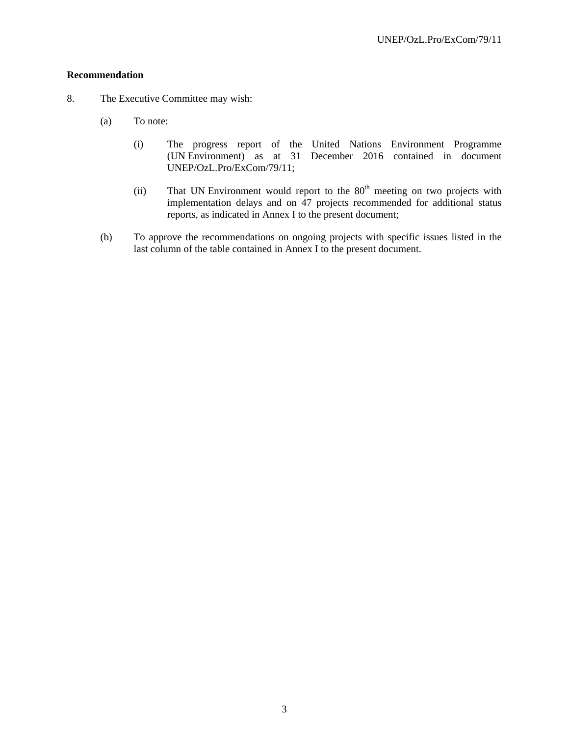**Recommendation**

8. The Executive Committee may wish:

   (a) To note:

      (i) The progress report of the United Nations Environment Programme (UN Environment) as at 31 December 2016 contained in document UNEP/OzL.Pro/ExCom/79/11;

      (ii) That UN Environment would report to the 80th meeting on two projects with implementation delays and on 47 projects recommended for additional status reports, as indicated in Annex I to the present document;

   (b) To approve the recommendations on ongoing projects with specific issues listed in the last column of the table contained in Annex I to the present document.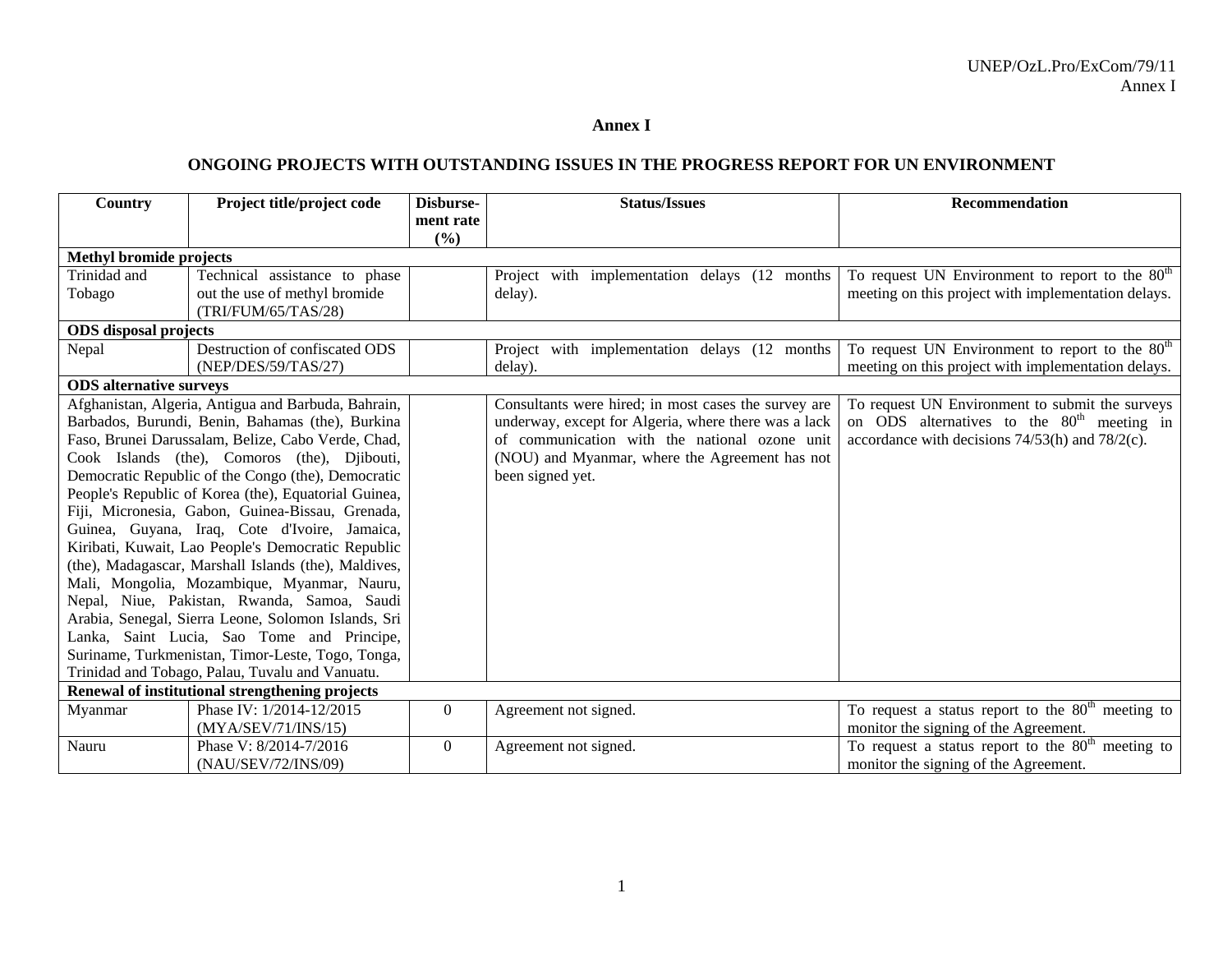# Annex I

## ONGOING PROJECTS WITH OUTSTANDING ISSUES IN THE PROGRESS REPORT FOR UN ENVIRONMENT

| Country | Project title/project code | Disbursement rate (%) | Status/Issues | Recommendation |
|---|---|---|---|---|
| **Methyl bromide projects** | | | | |
| Trinidad and Tobago | Technical assistance to phase out the use of methyl bromide (TRI/FUM/65/TAS/28) | | Project with implementation delays (12 months delay). | To request UN Environment to report to the 80th meeting on this project with implementation delays. |
| **ODS disposal projects** | | | | |
| Nepal | Destruction of confiscated ODS (NEP/DES/59/TAS/27) | | Project with implementation delays (12 months delay). | To request UN Environment to report to the 80th meeting on this project with implementation delays. |
| **ODS alternative surveys** | | | | |
| Afghanistan, Algeria, Antigua and Barbuda, Bahrain, Barbados, Burundi, Benin, Bahamas (the), Burkina Faso, Brunei Darussalam, Belize, Cabo Verde, Chad, Cook Islands (the), Comoros (the), Djibouti, Democratic Republic of the Congo (the), Democratic People's Republic of Korea (the), Equatorial Guinea, Fiji, Micronesia, Gabon, Guinea-Bissau, Grenada, Guinea, Guyana, Iraq, Cote d'Ivoire, Jamaica, Kiribati, Kuwait, Lao People's Democratic Republic (the), Madagascar, Marshall Islands (the), Maldives, Mali, Mongolia, Mozambique, Myanmar, Nauru, Nepal, Niue, Pakistan, Rwanda, Samoa, Saudi Arabia, Senegal, Sierra Leone, Solomon Islands, Sri Lanka, Saint Lucia, Sao Tome and Principe, Suriname, Turkmenistan, Timor-Leste, Togo, Tonga, Trinidad and Tobago, Palau, Tuvalu and Vanuatu. | | | Consultants were hired; in most cases the survey are underway, except for Algeria, where there was a lack of communication with the national ozone unit (NOU) and Myanmar, where the Agreement has not been signed yet. | To request UN Environment to submit the surveys on ODS alternatives to the 80th meeting in accordance with decisions 74/53(h) and 78/2(c). |
| **Renewal of institutional strengthening projects** | | | | |
| Myanmar | Phase IV: 1/2014-12/2015 (MYA/SEV/71/INS/15) | 0 | Agreement not signed. | To request a status report to the 80th meeting to monitor the signing of the Agreement. |
| Nauru | Phase V: 8/2014-7/2016 (NAU/SEV/72/INS/09) | 0 | Agreement not signed. | To request a status report to the 80th meeting to monitor the signing of the Agreement. |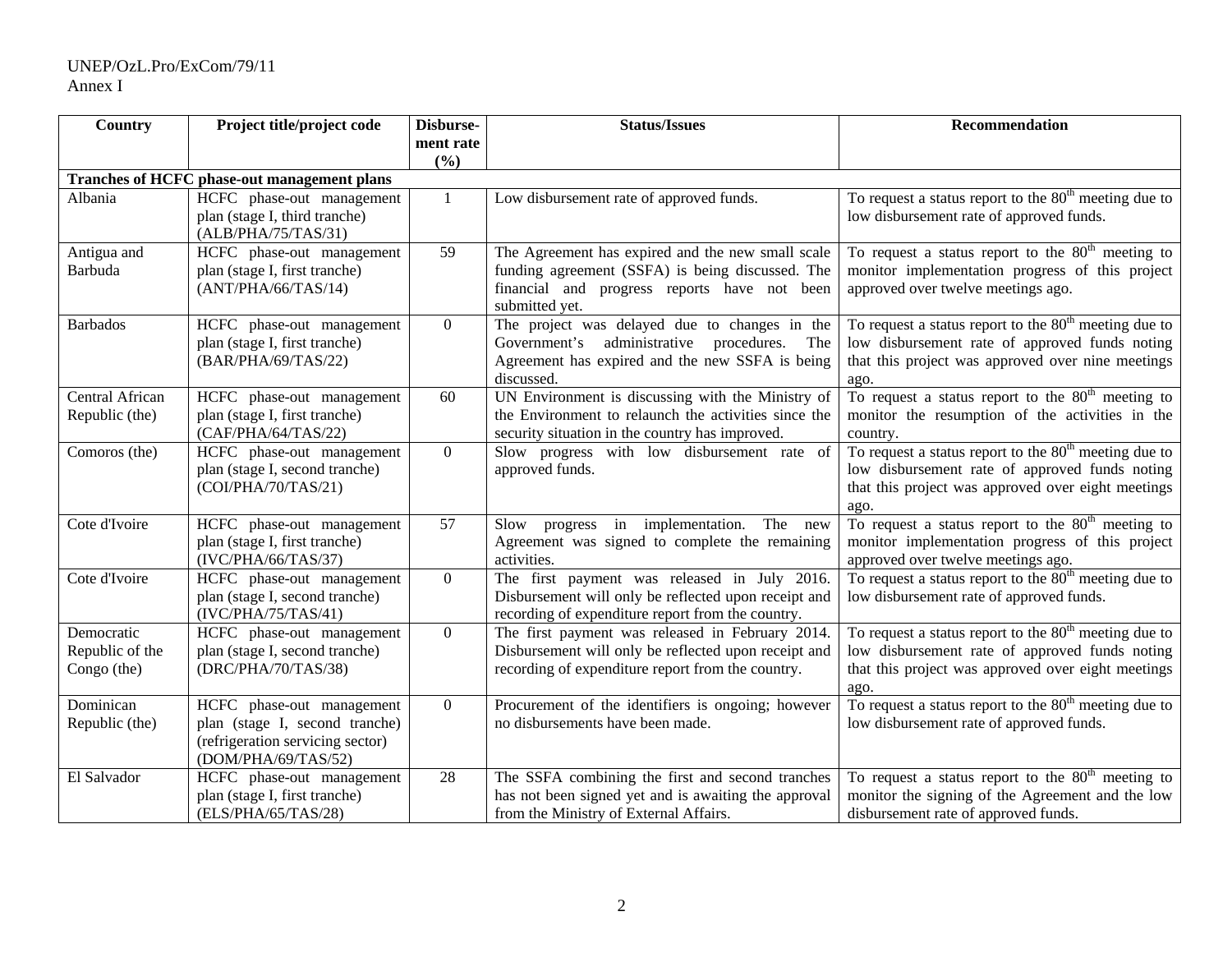| Country | Project title/project code | Disburse-ment rate (%) | Status/Issues | Recommendation |
|---|---|---|---|---|
| **Tranches of HCFC phase-out management plans** | | | | |
| Albania | HCFC phase-out management plan (stage I, third tranche) (ALB/PHA/75/TAS/31) | 1 | Low disbursement rate of approved funds. | To request a status report to the 80th meeting due to low disbursement rate of approved funds. |
| Antigua and Barbuda | HCFC phase-out management plan (stage I, first tranche) (ANT/PHA/66/TAS/14) | 59 | The Agreement has expired and the new small scale funding agreement (SSFA) is being discussed. The financial and progress reports have not been submitted yet. | To request a status report to the 80th meeting to monitor implementation progress of this project approved over twelve meetings ago. |
| Barbados | HCFC phase-out management plan (stage I, first tranche) (BAR/PHA/69/TAS/22) | 0 | The project was delayed due to changes in the Government's administrative procedures. The Agreement has expired and the new SSFA is being discussed. | To request a status report to the 80th meeting due to low disbursement rate of approved funds noting that this project was approved over nine meetings ago. |
| Central African Republic (the) | HCFC phase-out management plan (stage I, first tranche) (CAF/PHA/64/TAS/22) | 60 | UN Environment is discussing with the Ministry of the Environment to relaunch the activities since the security situation in the country has improved. | To request a status report to the 80th meeting to monitor the resumption of the activities in the country. |
| Comoros (the) | HCFC phase-out management plan (stage I, second tranche) (COI/PHA/70/TAS/21) | 0 | Slow progress with low disbursement rate of approved funds. | To request a status report to the 80th meeting due to low disbursement rate of approved funds noting that this project was approved over eight meetings ago. |
| Cote d'Ivoire | HCFC phase-out management plan (stage I, first tranche) (IVC/PHA/66/TAS/37) | 57 | Slow progress in implementation. The new Agreement was signed to complete the remaining activities. | To request a status report to the 80th meeting to monitor implementation progress of this project approved over twelve meetings ago. |
| Cote d'Ivoire | HCFC phase-out management plan (stage I, second tranche) (IVC/PHA/75/TAS/41) | 0 | The first payment was released in July 2016. Disbursement will only be reflected upon receipt and recording of expenditure report from the country. | To request a status report to the 80th meeting due to low disbursement rate of approved funds. |
| Democratic Republic of the Congo (the) | HCFC phase-out management plan (stage I, second tranche) (DRC/PHA/70/TAS/38) | 0 | The first payment was released in February 2014. Disbursement will only be reflected upon receipt and recording of expenditure report from the country. | To request a status report to the 80th meeting due to low disbursement rate of approved funds noting that this project was approved over eight meetings ago. |
| Dominican Republic (the) | HCFC phase-out management plan (stage I, second tranche) (refrigeration servicing sector) (DOM/PHA/69/TAS/52) | 0 | Procurement of the identifiers is ongoing; however no disbursements have been made. | To request a status report to the 80th meeting due to low disbursement rate of approved funds. |
| El Salvador | HCFC phase-out management plan (stage I, first tranche) (ELS/PHA/65/TAS/28) | 28 | The SSFA combining the first and second tranches has not been signed yet and is awaiting the approval from the Ministry of External Affairs. | To request a status report to the 80th meeting to monitor the signing of the Agreement and the low disbursement rate of approved funds. |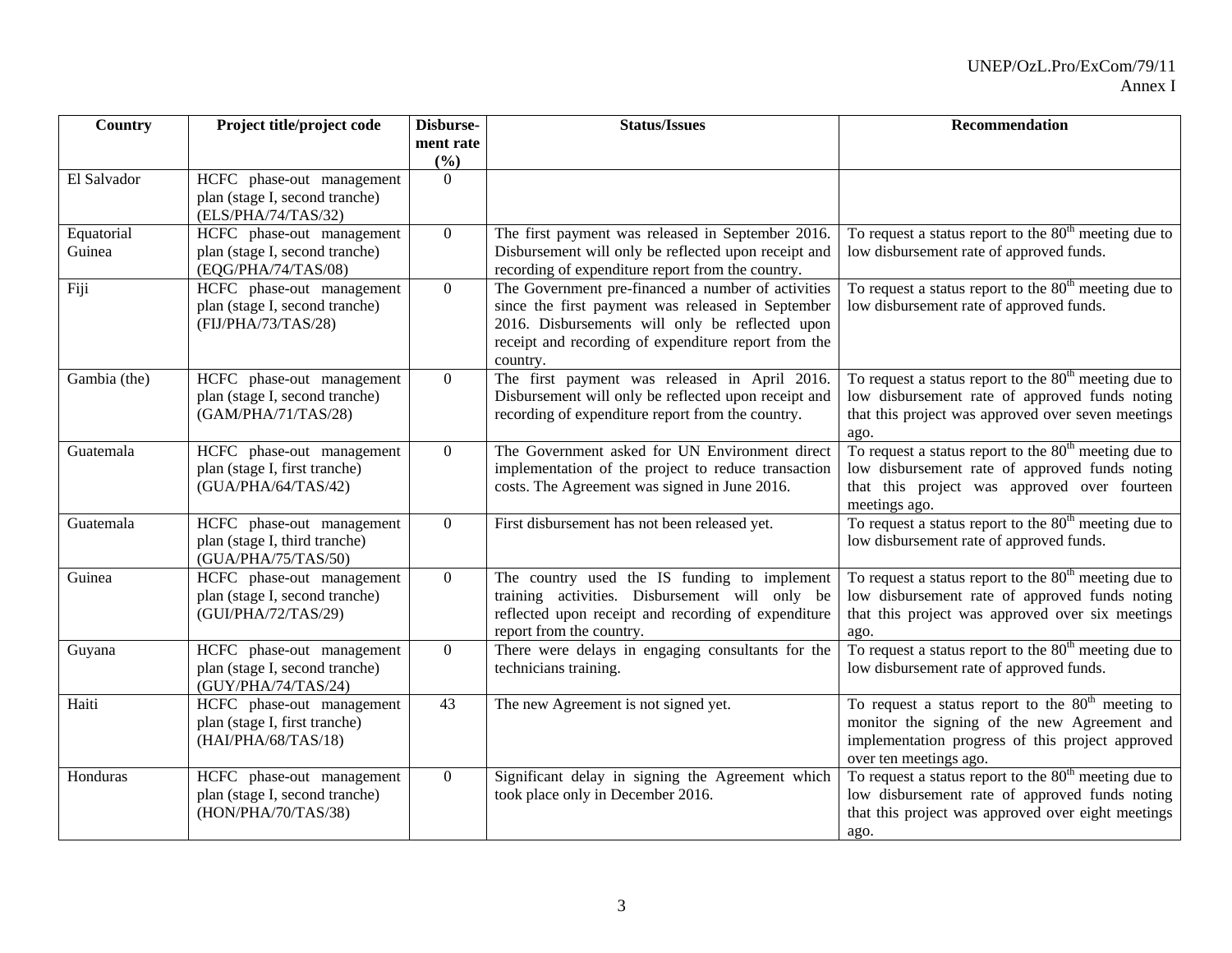| Country | Project title/project code | Disbursement rate (%) | Status/Issues | Recommendation |
|---|---|---|---|---|
| El Salvador | HCFC phase-out management plan (stage I, second tranche) (ELS/PHA/74/TAS/32) | 0 | | |
| Equatorial Guinea | HCFC phase-out management plan (stage I, second tranche) (EQG/PHA/74/TAS/08) | 0 | The first payment was released in September 2016. Disbursement will only be reflected upon receipt and recording of expenditure report from the country. | To request a status report to the 80th meeting due to low disbursement rate of approved funds. |
| Fiji | HCFC phase-out management plan (stage I, second tranche) (FIJ/PHA/73/TAS/28) | 0 | The Government pre-financed a number of activities since the first payment was released in September 2016. Disbursements will only be reflected upon receipt and recording of expenditure report from the country. | To request a status report to the 80th meeting due to low disbursement rate of approved funds. |
| Gambia (the) | HCFC phase-out management plan (stage I, second tranche) (GAM/PHA/71/TAS/28) | 0 | The first payment was released in April 2016. Disbursement will only be reflected upon receipt and recording of expenditure report from the country. | To request a status report to the 80th meeting due to low disbursement rate of approved funds noting that this project was approved over seven meetings ago. |
| Guatemala | HCFC phase-out management plan (stage I, first tranche) (GUA/PHA/64/TAS/42) | 0 | The Government asked for UN Environment direct implementation of the project to reduce transaction costs. The Agreement was signed in June 2016. | To request a status report to the 80th meeting due to low disbursement rate of approved funds noting that this project was approved over fourteen meetings ago. |
| Guatemala | HCFC phase-out management plan (stage I, third tranche) (GUA/PHA/75/TAS/50) | 0 | First disbursement has not been released yet. | To request a status report to the 80th meeting due to low disbursement rate of approved funds. |
| Guinea | HCFC phase-out management plan (stage I, second tranche) (GUI/PHA/72/TAS/29) | 0 | The country used the IS funding to implement training activities. Disbursement will only be reflected upon receipt and recording of expenditure report from the country. | To request a status report to the 80th meeting due to low disbursement rate of approved funds noting that this project was approved over six meetings ago. |
| Guyana | HCFC phase-out management plan (stage I, second tranche) (GUY/PHA/74/TAS/24) | 0 | There were delays in engaging consultants for the technicians training. | To request a status report to the 80th meeting due to low disbursement rate of approved funds. |
| Haiti | HCFC phase-out management plan (stage I, first tranche) (HAI/PHA/68/TAS/18) | 43 | The new Agreement is not signed yet. | To request a status report to the 80th meeting to monitor the signing of the new Agreement and implementation progress of this project approved over ten meetings ago. |
| Honduras | HCFC phase-out management plan (stage I, second tranche) (HON/PHA/70/TAS/38) | 0 | Significant delay in signing the Agreement which took place only in December 2016. | To request a status report to the 80th meeting due to low disbursement rate of approved funds noting that this project was approved over eight meetings ago. |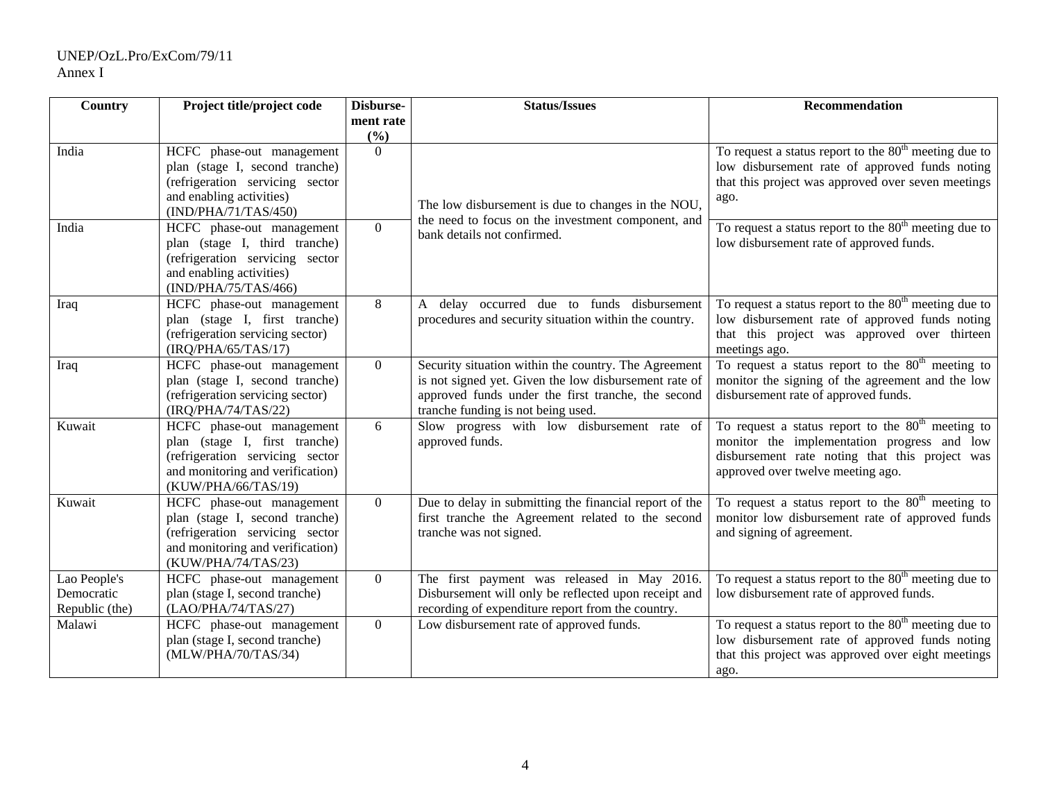| Country | Project title/project code | Disbursement rate (%) | Status/Issues | Recommendation |
|---|---|---|---|---|
| India | HCFC phase-out management plan (stage I, second tranche) (refrigeration servicing sector and enabling activities) (IND/PHA/71/TAS/450) | 0 | The low disbursement is due to changes in the NOU, the need to focus on the investment component, and bank details not confirmed. | To request a status report to the 80th meeting due to low disbursement rate of approved funds noting that this project was approved over seven meetings ago. |
| India | HCFC phase-out management plan (stage I, third tranche) (refrigeration servicing sector and enabling activities) (IND/PHA/75/TAS/466) | 0 | | To request a status report to the 80th meeting due to low disbursement rate of approved funds. |
| Iraq | HCFC phase-out management plan (stage I, first tranche) (refrigeration servicing sector) (IRQ/PHA/65/TAS/17) | 8 | A delay occurred due to funds disbursement procedures and security situation within the country. | To request a status report to the 80th meeting due to low disbursement rate of approved funds noting that this project was approved over thirteen meetings ago. |
| Iraq | HCFC phase-out management plan (stage I, second tranche) (refrigeration servicing sector) (IRQ/PHA/74/TAS/22) | 0 | Security situation within the country. The Agreement is not signed yet. Given the low disbursement rate of approved funds under the first tranche, the second tranche funding is not being used. | To request a status report to the 80th meeting to monitor the signing of the agreement and the low disbursement rate of approved funds. |
| Kuwait | HCFC phase-out management plan (stage I, first tranche) (refrigeration servicing sector and monitoring and verification) (KUW/PHA/66/TAS/19) | 6 | Slow progress with low disbursement rate of approved funds. | To request a status report to the 80th meeting to monitor the implementation progress and low disbursement rate noting that this project was approved over twelve meeting ago. |
| Kuwait | HCFC phase-out management plan (stage I, second tranche) (refrigeration servicing sector and monitoring and verification) (KUW/PHA/74/TAS/23) | 0 | Due to delay in submitting the financial report of the first tranche the Agreement related to the second tranche was not signed. | To request a status report to the 80th meeting to monitor low disbursement rate of approved funds and signing of agreement. |
| Lao People's Democratic Republic (the) | HCFC phase-out management plan (stage I, second tranche) (LAO/PHA/74/TAS/27) | 0 | The first payment was released in May 2016. Disbursement will only be reflected upon receipt and recording of expenditure report from the country. | To request a status report to the 80th meeting due to low disbursement rate of approved funds. |
| Malawi | HCFC phase-out management plan (stage I, second tranche) (MLW/PHA/70/TAS/34) | 0 | Low disbursement rate of approved funds. | To request a status report to the 80th meeting due to low disbursement rate of approved funds noting that this project was approved over eight meetings ago. |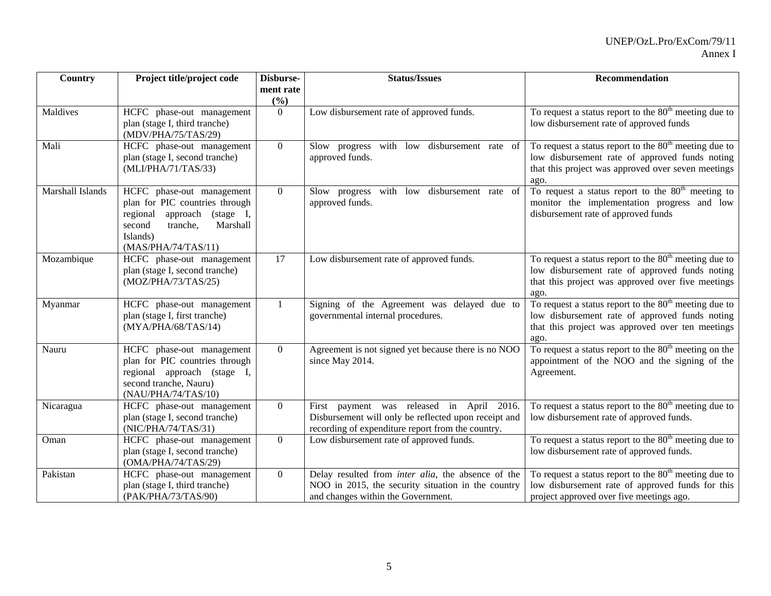| Country | Project title/project code | Disbursement rate (%) | Status/Issues | Recommendation |
|---|---|---|---|---|
| Maldives | HCFC phase-out management plan (stage I, third tranche) (MDV/PHA/75/TAS/29) | 0 | Low disbursement rate of approved funds. | To request a status report to the 80th meeting due to low disbursement rate of approved funds |
| Mali | HCFC phase-out management plan (stage I, second tranche) (MLI/PHA/71/TAS/33) | 0 | Slow progress with low disbursement rate of approved funds. | To request a status report to the 80th meeting due to low disbursement rate of approved funds noting that this project was approved over seven meetings ago. |
| Marshall Islands | HCFC phase-out management plan for PIC countries through regional approach (stage I, second tranche, Marshall Islands) (MAS/PHA/74/TAS/11) | 0 | Slow progress with low disbursement rate of approved funds. | To request a status report to the 80th meeting to monitor the implementation progress and low disbursement rate of approved funds |
| Mozambique | HCFC phase-out management plan (stage I, second tranche) (MOZ/PHA/73/TAS/25) | 17 | Low disbursement rate of approved funds. | To request a status report to the 80th meeting due to low disbursement rate of approved funds noting that this project was approved over five meetings ago. |
| Myanmar | HCFC phase-out management plan (stage I, first tranche) (MYA/PHA/68/TAS/14) | 1 | Signing of the Agreement was delayed due to governmental internal procedures. | To request a status report to the 80th meeting due to low disbursement rate of approved funds noting that this project was approved over ten meetings ago. |
| Nauru | HCFC phase-out management plan for PIC countries through regional approach (stage I, second tranche, Nauru) (NAU/PHA/74/TAS/10) | 0 | Agreement is not signed yet because there is no NOO since May 2014. | To request a status report to the 80th meeting on the appointment of the NOO and the signing of the Agreement. |
| Nicaragua | HCFC phase-out management plan (stage I, second tranche) (NIC/PHA/74/TAS/31) | 0 | First payment was released in April 2016. Disbursement will only be reflected upon receipt and recording of expenditure report from the country. | To request a status report to the 80th meeting due to low disbursement rate of approved funds. |
| Oman | HCFC phase-out management plan (stage I, second tranche) (OMA/PHA/74/TAS/29) | 0 | Low disbursement rate of approved funds. | To request a status report to the 80th meeting due to low disbursement rate of approved funds. |
| Pakistan | HCFC phase-out management plan (stage I, third tranche) (PAK/PHA/73/TAS/90) | 0 | Delay resulted from *inter alia*, the absence of the NOO in 2015, the security situation in the country and changes within the Government. | To request a status report to the 80th meeting due to low disbursement rate of approved funds for this project approved over five meetings ago. |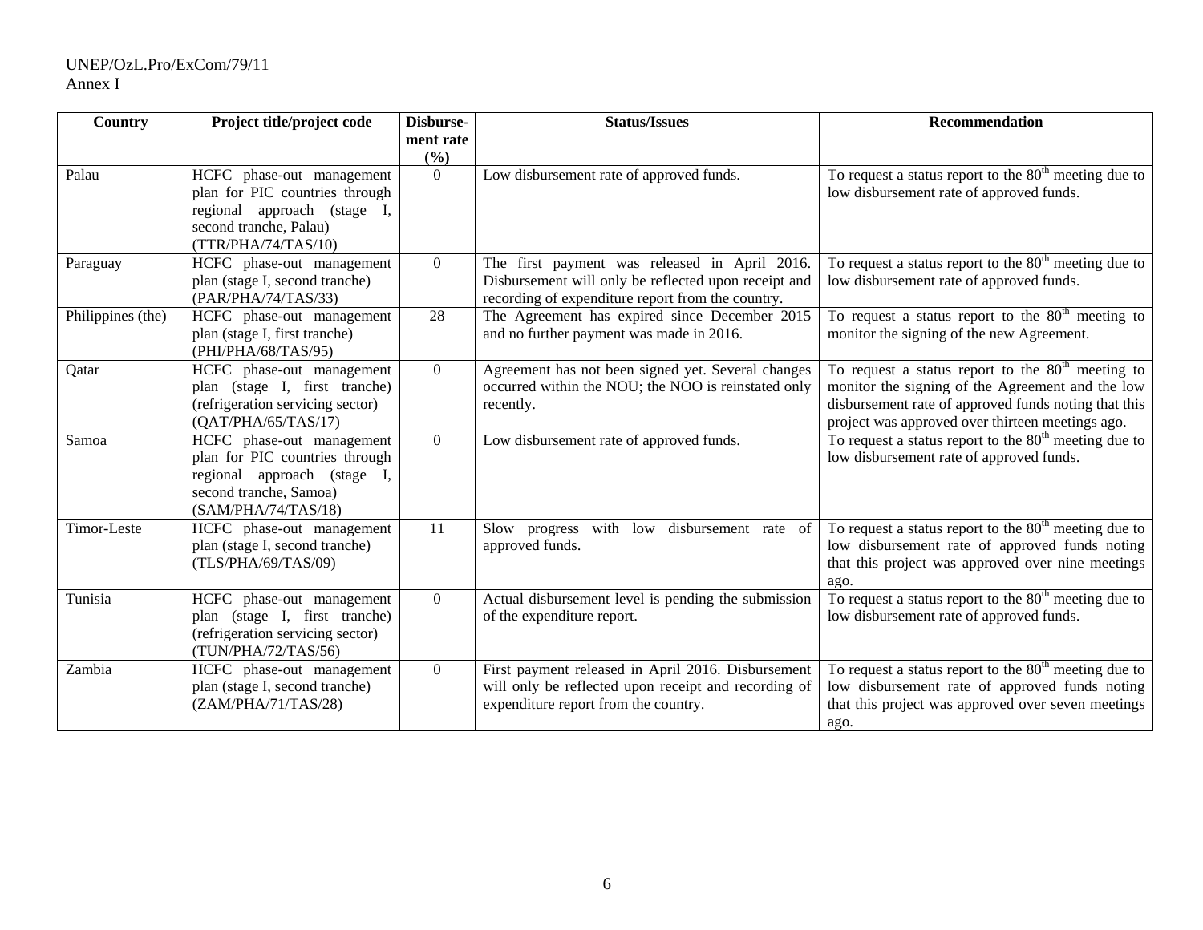| Country | Project title/project code | Disburse-ment rate (%) | Status/Issues | Recommendation |
|---|---|---|---|---|
| Palau | HCFC phase-out management plan for PIC countries through regional approach (stage I, second tranche, Palau) (TTR/PHA/74/TAS/10) | 0 | Low disbursement rate of approved funds. | To request a status report to the 80th meeting due to low disbursement rate of approved funds. |
| Paraguay | HCFC phase-out management plan (stage I, second tranche) (PAR/PHA/74/TAS/33) | 0 | The first payment was released in April 2016. Disbursement will only be reflected upon receipt and recording of expenditure report from the country. | To request a status report to the 80th meeting due to low disbursement rate of approved funds. |
| Philippines (the) | HCFC phase-out management plan (stage I, first tranche) (PHI/PHA/68/TAS/95) | 28 | The Agreement has expired since December 2015 and no further payment was made in 2016. | To request a status report to the 80th meeting to monitor the signing of the new Agreement. |
| Qatar | HCFC phase-out management plan (stage I, first tranche) (refrigeration servicing sector) (QAT/PHA/65/TAS/17) | 0 | Agreement has not been signed yet. Several changes occurred within the NOU; the NOO is reinstated only recently. | To request a status report to the 80th meeting to monitor the signing of the Agreement and the low disbursement rate of approved funds noting that this project was approved over thirteen meetings ago. |
| Samoa | HCFC phase-out management plan for PIC countries through regional approach (stage I, second tranche, Samoa) (SAM/PHA/74/TAS/18) | 0 | Low disbursement rate of approved funds. | To request a status report to the 80th meeting due to low disbursement rate of approved funds. |
| Timor-Leste | HCFC phase-out management plan (stage I, second tranche) (TLS/PHA/69/TAS/09) | 11 | Slow progress with low disbursement rate of approved funds. | To request a status report to the 80th meeting due to low disbursement rate of approved funds noting that this project was approved over nine meetings ago. |
| Tunisia | HCFC phase-out management plan (stage I, first tranche) (refrigeration servicing sector) (TUN/PHA/72/TAS/56) | 0 | Actual disbursement level is pending the submission of the expenditure report. | To request a status report to the 80th meeting due to low disbursement rate of approved funds. |
| Zambia | HCFC phase-out management plan (stage I, second tranche) (ZAM/PHA/71/TAS/28) | 0 | First payment released in April 2016. Disbursement will only be reflected upon receipt and recording of expenditure report from the country. | To request a status report to the 80th meeting due to low disbursement rate of approved funds noting that this project was approved over seven meetings ago. |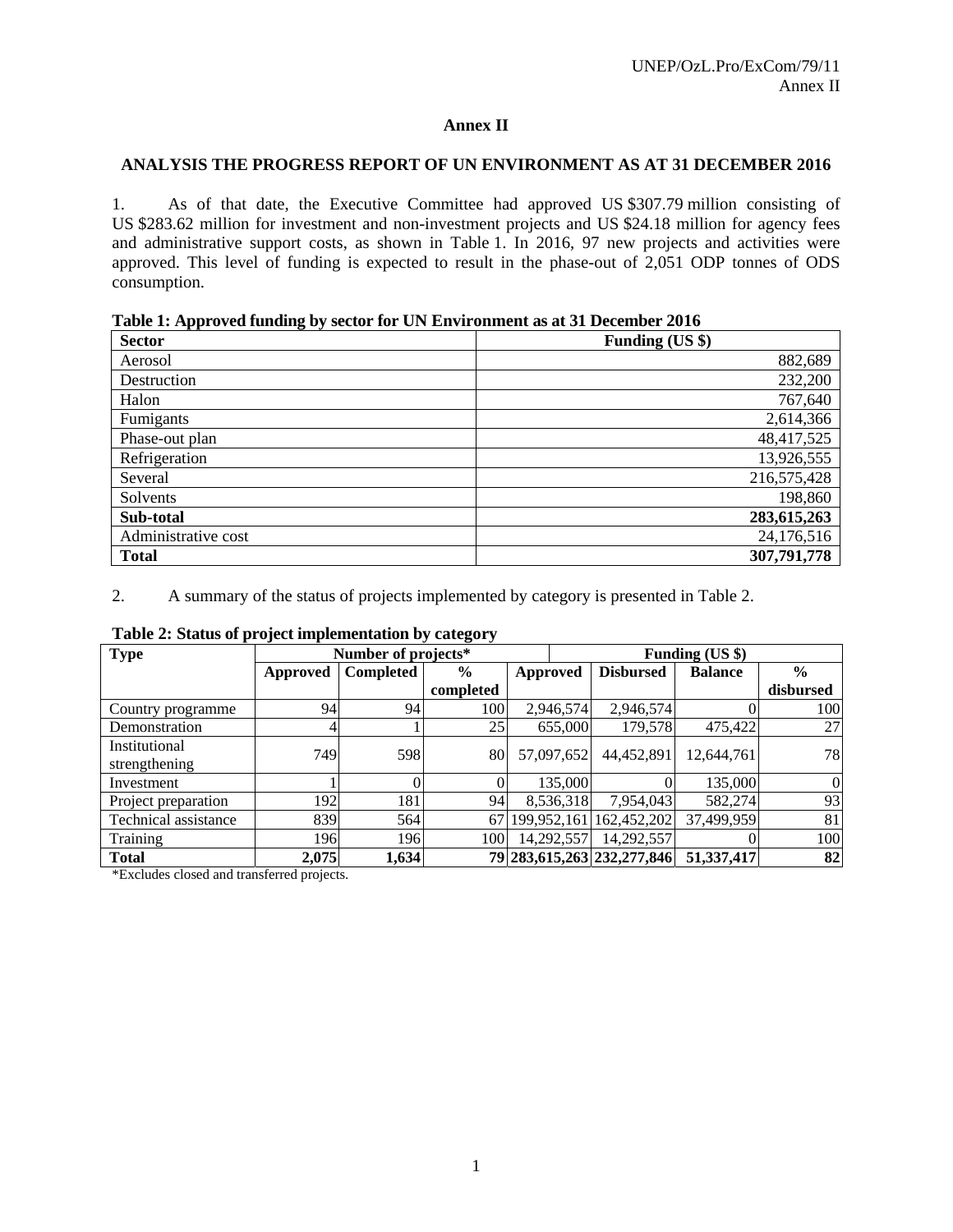## Annex II

### ANALYSIS THE PROGRESS REPORT OF UN ENVIRONMENT AS AT 31 DECEMBER 2016

1. As of that date, the Executive Committee had approved US $307.79 million consisting of US $283.62 million for investment and non-investment projects and US $24.18 million for agency fees and administrative support costs, as shown in Table 1. In 2016, 97 new projects and activities were approved. This level of funding is expected to result in the phase-out of 2,051 ODP tonnes of ODS consumption.

**Table 1: Approved funding by sector for UN Environment as at 31 December 2016**

| Sector | Funding (US $) |
|---|---|
| Aerosol | 882,689 |
| Destruction | 232,200 |
| Halon | 767,640 |
| Fumigants | 2,614,366 |
| Phase-out plan | 48,417,525 |
| Refrigeration | 13,926,555 |
| Several | 216,575,428 |
| Solvents | 198,860 |
| **Sub-total** | **283,615,263** |
| Administrative cost | 24,176,516 |
| **Total** | **307,791,778** |

2. A summary of the status of projects implemented by category is presented in Table 2.

**Table 2: Status of project implementation by category**

| Type | Number of projects* | | | Funding (US $) | | | |
|---|---|---|---|---|---|---|---|
| | Approved | Completed | % completed | Approved | Disbursed | Balance | % disbursed |
| Country programme | 94 | 94 | 100 | 2,946,574 | 2,946,574 | 0 | 100 |
| Demonstration | 4 | 1 | 25 | 655,000 | 179,578 | 475,422 | 27 |
| Institutional strengthening | 749 | 598 | 80 | 57,097,652 | 44,452,891 | 12,644,761 | 78 |
| Investment | 1 | 0 | 0 | 135,000 | 0 | 135,000 | 0 |
| Project preparation | 192 | 181 | 94 | 8,536,318 | 7,954,043 | 582,274 | 93 |
| Technical assistance | 839 | 564 | 67 | 199,952,161 | 162,452,202 | 37,499,959 | 81 |
| Training | 196 | 196 | 100 | 14,292,557 | 14,292,557 | 0 | 100 |
| **Total** | **2,075** | **1,634** | **79** | **283,615,263** | **232,277,846** | **51,337,417** | **82** |

*Excludes closed and transferred projects.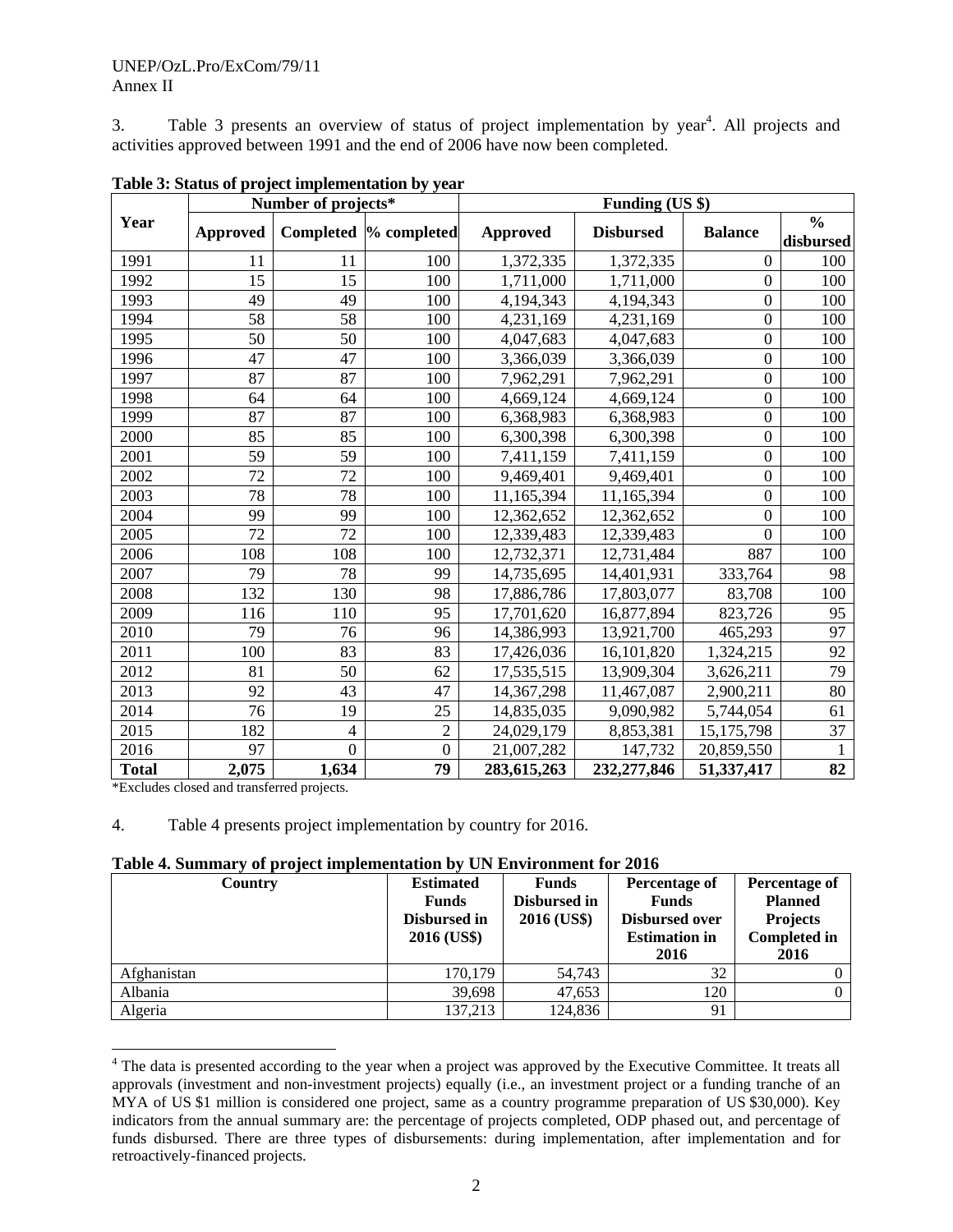3. Table 3 presents an overview of status of project implementation by year[4]. All projects and activities approved between 1991 and the end of 2006 have now been completed.

**Table 3: Status of project implementation by year**

| Year | Number of projects* | | | Funding (US $) | | | |
|---|---|---|---|---|---|---|---|
| | Approved | Completed | % completed | Approved | Disbursed | Balance | % disbursed |
| 1991 | 11 | 11 | 100 | 1,372,335 | 1,372,335 | 0 | 100 |
| 1992 | 15 | 15 | 100 | 1,711,000 | 1,711,000 | 0 | 100 |
| 1993 | 49 | 49 | 100 | 4,194,343 | 4,194,343 | 0 | 100 |
| 1994 | 58 | 58 | 100 | 4,231,169 | 4,231,169 | 0 | 100 |
| 1995 | 50 | 50 | 100 | 4,047,683 | 4,047,683 | 0 | 100 |
| 1996 | 47 | 47 | 100 | 3,366,039 | 3,366,039 | 0 | 100 |
| 1997 | 87 | 87 | 100 | 7,962,291 | 7,962,291 | 0 | 100 |
| 1998 | 64 | 64 | 100 | 4,669,124 | 4,669,124 | 0 | 100 |
| 1999 | 87 | 87 | 100 | 6,368,983 | 6,368,983 | 0 | 100 |
| 2000 | 85 | 85 | 100 | 6,300,398 | 6,300,398 | 0 | 100 |
| 2001 | 59 | 59 | 100 | 7,411,159 | 7,411,159 | 0 | 100 |
| 2002 | 72 | 72 | 100 | 9,469,401 | 9,469,401 | 0 | 100 |
| 2003 | 78 | 78 | 100 | 11,165,394 | 11,165,394 | 0 | 100 |
| 2004 | 99 | 99 | 100 | 12,362,652 | 12,362,652 | 0 | 100 |
| 2005 | 72 | 72 | 100 | 12,339,483 | 12,339,483 | 0 | 100 |
| 2006 | 108 | 108 | 100 | 12,732,371 | 12,731,484 | 887 | 100 |
| 2007 | 79 | 78 | 99 | 14,735,695 | 14,401,931 | 333,764 | 98 |
| 2008 | 132 | 130 | 98 | 17,886,786 | 17,803,077 | 83,708 | 100 |
| 2009 | 116 | 110 | 95 | 17,701,620 | 16,877,894 | 823,726 | 95 |
| 2010 | 79 | 76 | 96 | 14,386,993 | 13,921,700 | 465,293 | 97 |
| 2011 | 100 | 83 | 83 | 17,426,036 | 16,101,820 | 1,324,215 | 92 |
| 2012 | 81 | 50 | 62 | 17,535,515 | 13,909,304 | 3,626,211 | 79 |
| 2013 | 92 | 43 | 47 | 14,367,298 | 11,467,087 | 2,900,211 | 80 |
| 2014 | 76 | 19 | 25 | 14,835,035 | 9,090,982 | 5,744,054 | 61 |
| 2015 | 182 | 4 | 2 | 24,029,179 | 8,853,381 | 15,175,798 | 37 |
| 2016 | 97 | 0 | 0 | 21,007,282 | 147,732 | 20,859,550 | 1 |
| **Total** | **2,075** | **1,634** | **79** | **283,615,263** | **232,277,846** | **51,337,417** | **82** |

*Excludes closed and transferred projects.

4. Table 4 presents project implementation by country for 2016.

**Table 4. Summary of project implementation by UN Environment for 2016**

| Country | Estimated Funds Disbursed in 2016 (US$) | Funds Disbursed in 2016 (US$) | Percentage of Funds Disbursed over Estimation in 2016 | Percentage of Planned Projects Completed in 2016 |
|---|---|---|---|---|
| Afghanistan | 170,179 | 54,743 | 32 | 0 |
| Albania | 39,698 | 47,653 | 120 | 0 |
| Algeria | 137,213 | 124,836 | 91 | |

[4] The data is presented according to the year when a project was approved by the Executive Committee. It treats all approvals (investment and non-investment projects) equally (i.e., an investment project or a funding tranche of an MYA of US $1 million is considered one project, same as a country programme preparation of US $30,000). Key indicators from the annual summary are: the percentage of projects completed, ODP phased out, and percentage of funds disbursed. There are three types of disbursements: during implementation, after implementation and for retroactively-financed projects.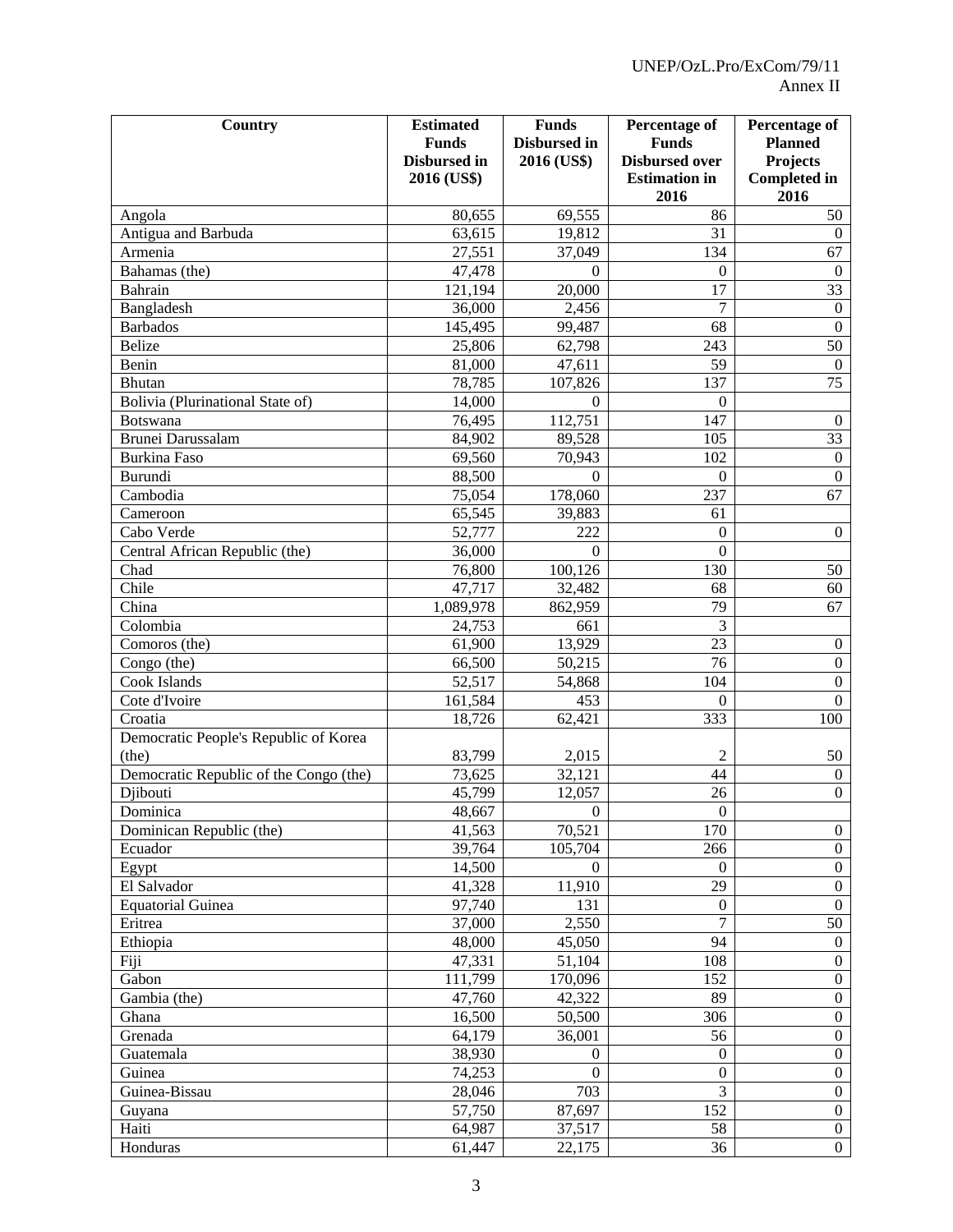| Country | Estimated Funds Disbursed in 2016 (US$) | Funds Disbursed in 2016 (US$) | Percentage of Funds Disbursed over Estimation in 2016 | Percentage of Planned Projects Completed in 2016 |
|---|---|---|---|---|
| Angola | 80,655 | 69,555 | 86 | 50 |
| Antigua and Barbuda | 63,615 | 19,812 | 31 | 0 |
| Armenia | 27,551 | 37,049 | 134 | 67 |
| Bahamas (the) | 47,478 | 0 | 0 | 0 |
| Bahrain | 121,194 | 20,000 | 17 | 33 |
| Bangladesh | 36,000 | 2,456 | 7 | 0 |
| Barbados | 145,495 | 99,487 | 68 | 0 |
| Belize | 25,806 | 62,798 | 243 | 50 |
| Benin | 81,000 | 47,611 | 59 | 0 |
| Bhutan | 78,785 | 107,826 | 137 | 75 |
| Bolivia (Plurinational State of) | 14,000 | 0 | 0 | |
| Botswana | 76,495 | 112,751 | 147 | 0 |
| Brunei Darussalam | 84,902 | 89,528 | 105 | 33 |
| Burkina Faso | 69,560 | 70,943 | 102 | 0 |
| Burundi | 88,500 | 0 | 0 | 0 |
| Cambodia | 75,054 | 178,060 | 237 | 67 |
| Cameroon | 65,545 | 39,883 | 61 | |
| Cabo Verde | 52,777 | 222 | 0 | 0 |
| Central African Republic (the) | 36,000 | 0 | 0 | |
| Chad | 76,800 | 100,126 | 130 | 50 |
| Chile | 47,717 | 32,482 | 68 | 60 |
| China | 1,089,978 | 862,959 | 79 | 67 |
| Colombia | 24,753 | 661 | 3 | |
| Comoros (the) | 61,900 | 13,929 | 23 | 0 |
| Congo (the) | 66,500 | 50,215 | 76 | 0 |
| Cook Islands | 52,517 | 54,868 | 104 | 0 |
| Cote d'Ivoire | 161,584 | 453 | 0 | 0 |
| Croatia | 18,726 | 62,421 | 333 | 100 |
| Democratic People's Republic of Korea (the) | 83,799 | 2,015 | 2 | 50 |
| Democratic Republic of the Congo (the) | 73,625 | 32,121 | 44 | 0 |
| Djibouti | 45,799 | 12,057 | 26 | 0 |
| Dominica | 48,667 | 0 | 0 | |
| Dominican Republic (the) | 41,563 | 70,521 | 170 | 0 |
| Ecuador | 39,764 | 105,704 | 266 | 0 |
| Egypt | 14,500 | 0 | 0 | 0 |
| El Salvador | 41,328 | 11,910 | 29 | 0 |
| Equatorial Guinea | 97,740 | 131 | 0 | 0 |
| Eritrea | 37,000 | 2,550 | 7 | 50 |
| Ethiopia | 48,000 | 45,050 | 94 | 0 |
| Fiji | 47,331 | 51,104 | 108 | 0 |
| Gabon | 111,799 | 170,096 | 152 | 0 |
| Gambia (the) | 47,760 | 42,322 | 89 | 0 |
| Ghana | 16,500 | 50,500 | 306 | 0 |
| Grenada | 64,179 | 36,001 | 56 | 0 |
| Guatemala | 38,930 | 0 | 0 | 0 |
| Guinea | 74,253 | 0 | 0 | 0 |
| Guinea-Bissau | 28,046 | 703 | 3 | 0 |
| Guyana | 57,750 | 87,697 | 152 | 0 |
| Haiti | 64,987 | 37,517 | 58 | 0 |
| Honduras | 61,447 | 22,175 | 36 | 0 |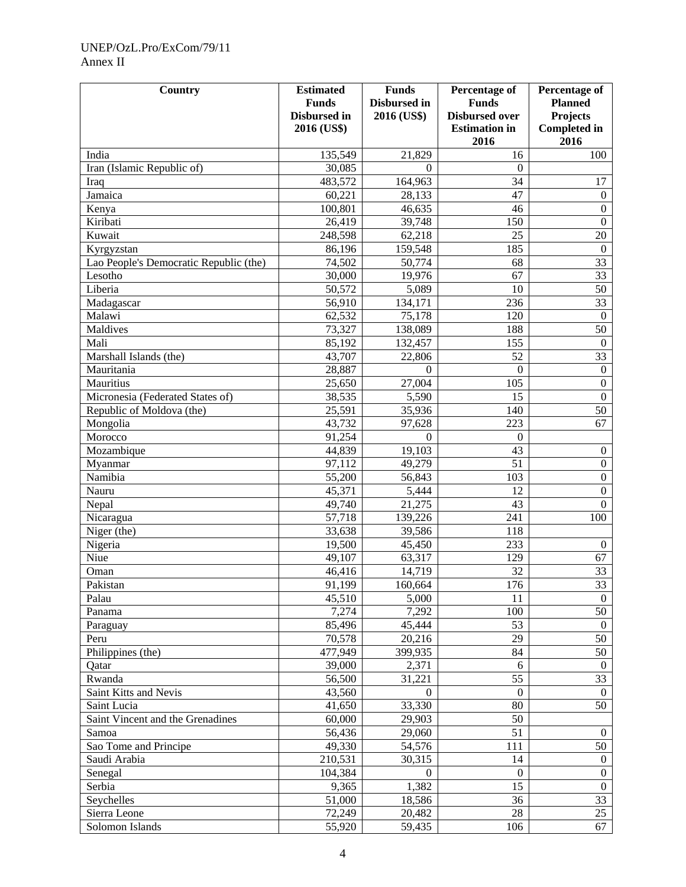| Country | Estimated Funds Disbursed in 2016 (US$) | Funds Disbursed in 2016 (US$) | Percentage of Funds Disbursed over Estimation in 2016 | Percentage of Planned Projects Completed in 2016 |
|---|---|---|---|---|
| India | 135,549 | 21,829 | 16 | 100 |
| Iran (Islamic Republic of) | 30,085 | 0 | 0 | |
| Iraq | 483,572 | 164,963 | 34 | 17 |
| Jamaica | 60,221 | 28,133 | 47 | 0 |
| Kenya | 100,801 | 46,635 | 46 | 0 |
| Kiribati | 26,419 | 39,748 | 150 | 0 |
| Kuwait | 248,598 | 62,218 | 25 | 20 |
| Kyrgyzstan | 86,196 | 159,548 | 185 | 0 |
| Lao People's Democratic Republic (the) | 74,502 | 50,774 | 68 | 33 |
| Lesotho | 30,000 | 19,976 | 67 | 33 |
| Liberia | 50,572 | 5,089 | 10 | 50 |
| Madagascar | 56,910 | 134,171 | 236 | 33 |
| Malawi | 62,532 | 75,178 | 120 | 0 |
| Maldives | 73,327 | 138,089 | 188 | 50 |
| Mali | 85,192 | 132,457 | 155 | 0 |
| Marshall Islands (the) | 43,707 | 22,806 | 52 | 33 |
| Mauritania | 28,887 | 0 | 0 | 0 |
| Mauritius | 25,650 | 27,004 | 105 | 0 |
| Micronesia (Federated States of) | 38,535 | 5,590 | 15 | 0 |
| Republic of Moldova (the) | 25,591 | 35,936 | 140 | 50 |
| Mongolia | 43,732 | 97,628 | 223 | 67 |
| Morocco | 91,254 | 0 | 0 | |
| Mozambique | 44,839 | 19,103 | 43 | 0 |
| Myanmar | 97,112 | 49,279 | 51 | 0 |
| Namibia | 55,200 | 56,843 | 103 | 0 |
| Nauru | 45,371 | 5,444 | 12 | 0 |
| Nepal | 49,740 | 21,275 | 43 | 0 |
| Nicaragua | 57,718 | 139,226 | 241 | 100 |
| Niger (the) | 33,638 | 39,586 | 118 | |
| Nigeria | 19,500 | 45,450 | 233 | 0 |
| Niue | 49,107 | 63,317 | 129 | 67 |
| Oman | 46,416 | 14,719 | 32 | 33 |
| Pakistan | 91,199 | 160,664 | 176 | 33 |
| Palau | 45,510 | 5,000 | 11 | 0 |
| Panama | 7,274 | 7,292 | 100 | 50 |
| Paraguay | 85,496 | 45,444 | 53 | 0 |
| Peru | 70,578 | 20,216 | 29 | 50 |
| Philippines (the) | 477,949 | 399,935 | 84 | 50 |
| Qatar | 39,000 | 2,371 | 6 | 0 |
| Rwanda | 56,500 | 31,221 | 55 | 33 |
| Saint Kitts and Nevis | 43,560 | 0 | 0 | 0 |
| Saint Lucia | 41,650 | 33,330 | 80 | 50 |
| Saint Vincent and the Grenadines | 60,000 | 29,903 | 50 | |
| Samoa | 56,436 | 29,060 | 51 | 0 |
| Sao Tome and Principe | 49,330 | 54,576 | 111 | 50 |
| Saudi Arabia | 210,531 | 30,315 | 14 | 0 |
| Senegal | 104,384 | 0 | 0 | 0 |
| Serbia | 9,365 | 1,382 | 15 | 0 |
| Seychelles | 51,000 | 18,586 | 36 | 33 |
| Sierra Leone | 72,249 | 20,482 | 28 | 25 |
| Solomon Islands | 55,920 | 59,435 | 106 | 67 |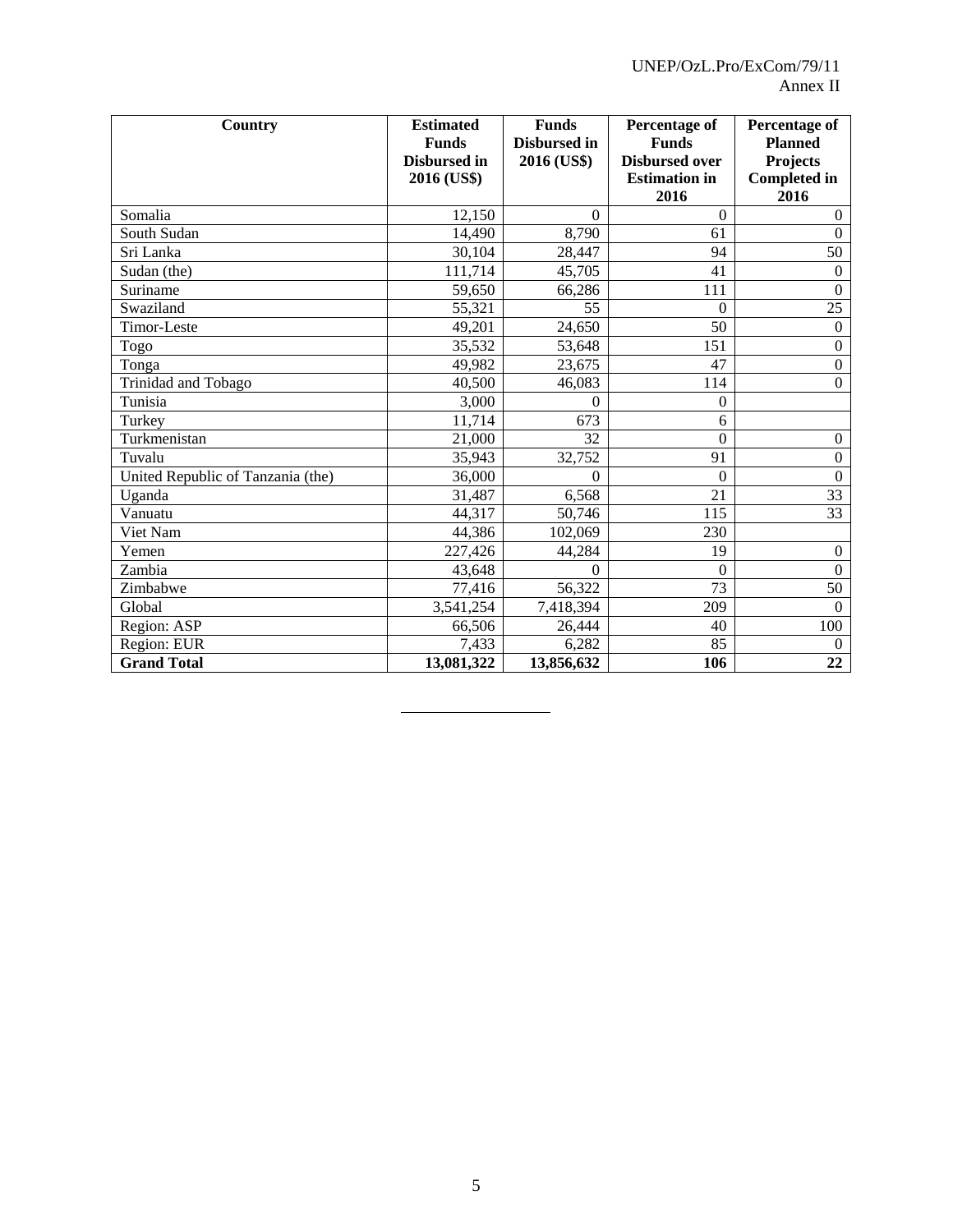| Country | Estimated Funds Disbursed in 2016 (US$) | Funds Disbursed in 2016 (US$) | Percentage of Funds Disbursed over Estimation in 2016 | Percentage of Planned Projects Completed in 2016 |
|---|---|---|---|---|
| Somalia | 12,150 | 0 | 0 | 0 |
| South Sudan | 14,490 | 8,790 | 61 | 0 |
| Sri Lanka | 30,104 | 28,447 | 94 | 50 |
| Sudan (the) | 111,714 | 45,705 | 41 | 0 |
| Suriname | 59,650 | 66,286 | 111 | 0 |
| Swaziland | 55,321 | 55 | 0 | 25 |
| Timor-Leste | 49,201 | 24,650 | 50 | 0 |
| Togo | 35,532 | 53,648 | 151 | 0 |
| Tonga | 49,982 | 23,675 | 47 | 0 |
| Trinidad and Tobago | 40,500 | 46,083 | 114 | 0 |
| Tunisia | 3,000 | 0 | 0 | |
| Turkey | 11,714 | 673 | 6 | |
| Turkmenistan | 21,000 | 32 | 0 | 0 |
| Tuvalu | 35,943 | 32,752 | 91 | 0 |
| United Republic of Tanzania (the) | 36,000 | 0 | 0 | 0 |
| Uganda | 31,487 | 6,568 | 21 | 33 |
| Vanuatu | 44,317 | 50,746 | 115 | 33 |
| Viet Nam | 44,386 | 102,069 | 230 | |
| Yemen | 227,426 | 44,284 | 19 | 0 |
| Zambia | 43,648 | 0 | 0 | 0 |
| Zimbabwe | 77,416 | 56,322 | 73 | 50 |
| Global | 3,541,254 | 7,418,394 | 209 | 0 |
| Region: ASP | 66,506 | 26,444 | 40 | 100 |
| Region: EUR | 7,433 | 6,282 | 85 | 0 |
| **Grand Total** | **13,081,322** | **13,856,632** | **106** | **22** |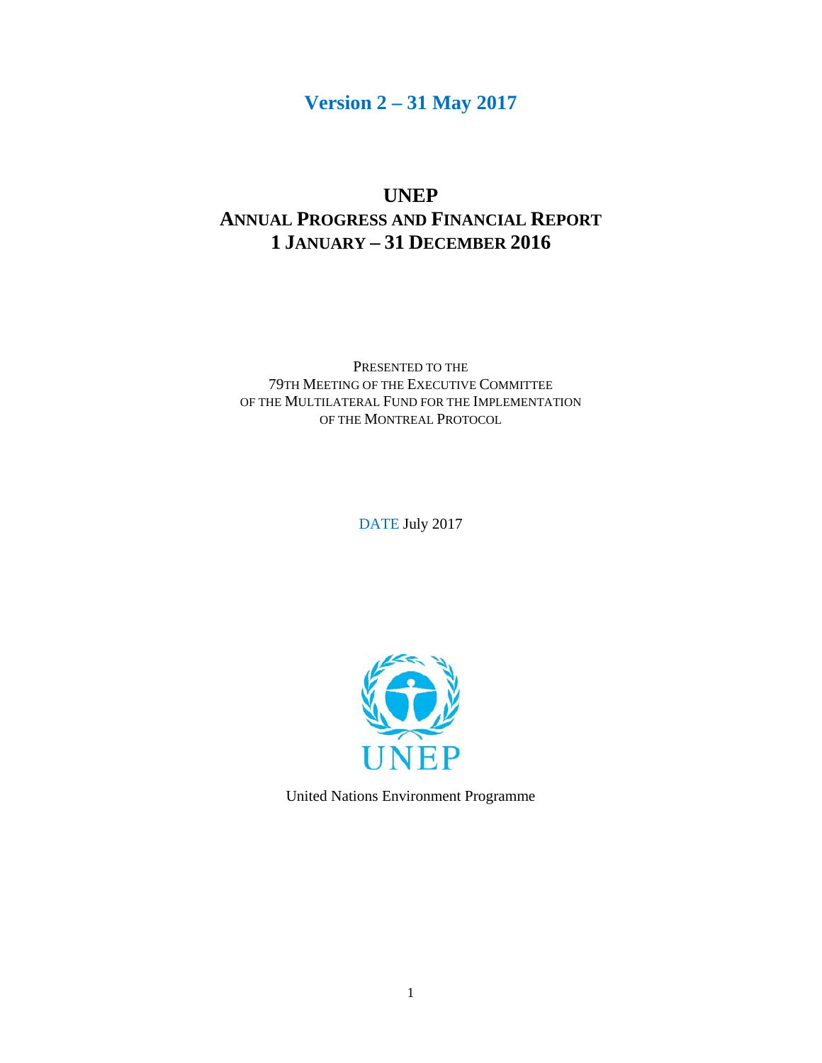**Version 2 – 31 May 2017**

# UNEP
# ANNUAL PROGRESS AND FINANCIAL REPORT
# 1 JANUARY – 31 DECEMBER 2016

PRESENTED TO THE
79TH MEETING OF THE EXECUTIVE COMMITTEE
OF THE MULTILATERAL FUND FOR THE IMPLEMENTATION
OF THE MONTREAL PROTOCOL

DATE July 2017

UNEP

United Nations Environment Programme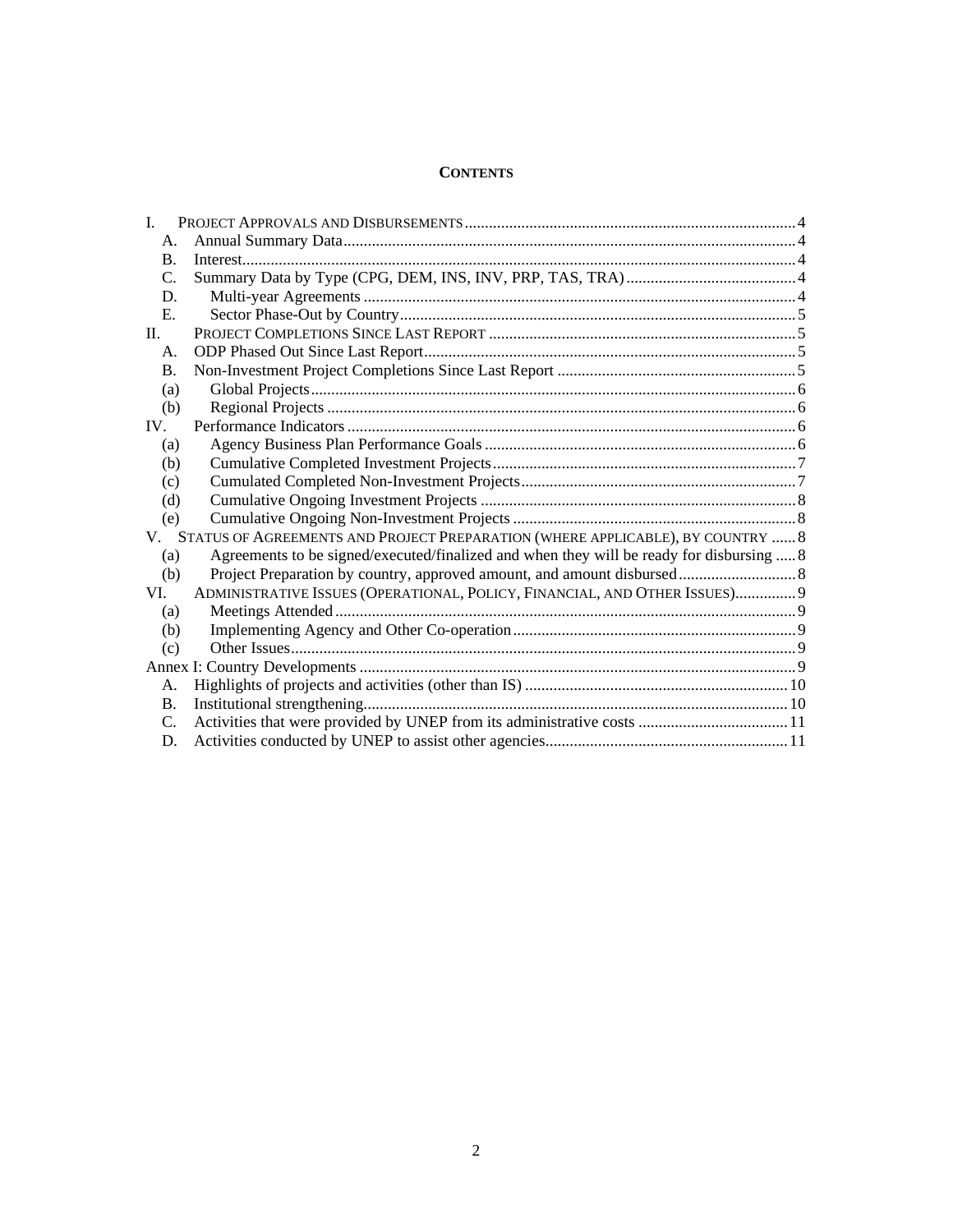**CONTENTS**

| | | |
|---|---|---|
| I. | PROJECT APPROVALS AND DISBURSEMENTS | 4 |
| A. | Annual Summary Data | 4 |
| B. | Interest | 4 |
| C. | Summary Data by Type (CPG, DEM, INS, INV, PRP, TAS, TRA) | 4 |
| D. | Multi-year Agreements | 4 |
| E. | Sector Phase-Out by Country | 5 |
| II. | PROJECT COMPLETIONS SINCE LAST REPORT | 5 |
| A. | ODP Phased Out Since Last Report | 5 |
| B. | Non-Investment Project Completions Since Last Report | 5 |
| (a) | Global Projects | 6 |
| (b) | Regional Projects | 6 |
| IV. | Performance Indicators | 6 |
| (a) | Agency Business Plan Performance Goals | 6 |
| (b) | Cumulative Completed Investment Projects | 7 |
| (c) | Cumulated Completed Non-Investment Projects | 7 |
| (d) | Cumulative Ongoing Investment Projects | 8 |
| (e) | Cumulative Ongoing Non-Investment Projects | 8 |
| V. | STATUS OF AGREEMENTS AND PROJECT PREPARATION (WHERE APPLICABLE), BY COUNTRY | 8 |
| (a) | Agreements to be signed/executed/finalized and when they will be ready for disbursing | 8 |
| (b) | Project Preparation by country, approved amount, and amount disbursed | 8 |
| VI. | ADMINISTRATIVE ISSUES (OPERATIONAL, POLICY, FINANCIAL, AND OTHER ISSUES) | 9 |
| (a) | Meetings Attended | 9 |
| (b) | Implementing Agency and Other Co-operation | 9 |
| (c) | Other Issues | 9 |
| Annex I: Country Developments | | 9 |
| A. | Highlights of projects and activities (other than IS) | 10 |
| B. | Institutional strengthening | 10 |
| C. | Activities that were provided by UNEP from its administrative costs | 11 |
| D. | Activities conducted by UNEP to assist other agencies | 11 |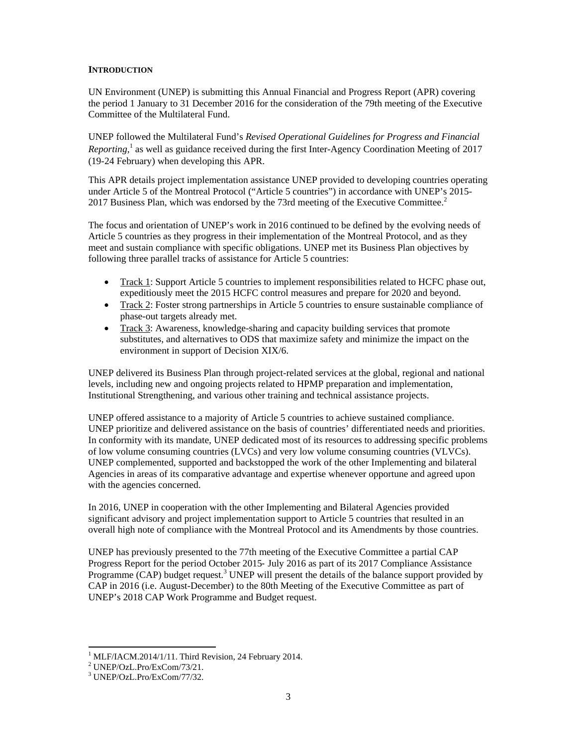## INTRODUCTION

UN Environment (UNEP) is submitting this Annual Financial and Progress Report (APR) covering the period 1 January to 31 December 2016 for the consideration of the 79th meeting of the Executive Committee of the Multilateral Fund.

UNEP followed the Multilateral Fund's *Revised Operational Guidelines for Progress and Financial Reporting*,[1] as well as guidance received during the first Inter-Agency Coordination Meeting of 2017 (19-24 February) when developing this APR.

This APR details project implementation assistance UNEP provided to developing countries operating under Article 5 of the Montreal Protocol ("Article 5 countries") in accordance with UNEP's 2015-2017 Business Plan, which was endorsed by the 73rd meeting of the Executive Committee.[2]

The focus and orientation of UNEP's work in 2016 continued to be defined by the evolving needs of Article 5 countries as they progress in their implementation of the Montreal Protocol, and as they meet and sustain compliance with specific obligations. UNEP met its Business Plan objectives by following three parallel tracks of assistance for Article 5 countries:

- Track 1: Support Article 5 countries to implement responsibilities related to HCFC phase out, expeditiously meet the 2015 HCFC control measures and prepare for 2020 and beyond.
- Track 2: Foster strong partnerships in Article 5 countries to ensure sustainable compliance of phase-out targets already met.
- Track 3: Awareness, knowledge-sharing and capacity building services that promote substitutes, and alternatives to ODS that maximize safety and minimize the impact on the environment in support of Decision XIX/6.

UNEP delivered its Business Plan through project-related services at the global, regional and national levels, including new and ongoing projects related to HPMP preparation and implementation, Institutional Strengthening, and various other training and technical assistance projects.

UNEP offered assistance to a majority of Article 5 countries to achieve sustained compliance. UNEP prioritize and delivered assistance on the basis of countries' differentiated needs and priorities. In conformity with its mandate, UNEP dedicated most of its resources to addressing specific problems of low volume consuming countries (LVCs) and very low volume consuming countries (VLVCs). UNEP complemented, supported and backstopped the work of the other Implementing and bilateral Agencies in areas of its comparative advantage and expertise whenever opportune and agreed upon with the agencies concerned.

In 2016, UNEP in cooperation with the other Implementing and Bilateral Agencies provided significant advisory and project implementation support to Article 5 countries that resulted in an overall high note of compliance with the Montreal Protocol and its Amendments by those countries.

UNEP has previously presented to the 77th meeting of the Executive Committee a partial CAP Progress Report for the period October 2015- July 2016 as part of its 2017 Compliance Assistance Programme (CAP) budget request.[3] UNEP will present the details of the balance support provided by CAP in 2016 (i.e. August-December) to the 80th Meeting of the Executive Committee as part of UNEP's 2018 CAP Work Programme and Budget request.

---

[1] MLF/IACM.2014/1/11. Third Revision, 24 February 2014.
[2] UNEP/OzL.Pro/ExCom/73/21.
[3] UNEP/OzL.Pro/ExCom/77/32.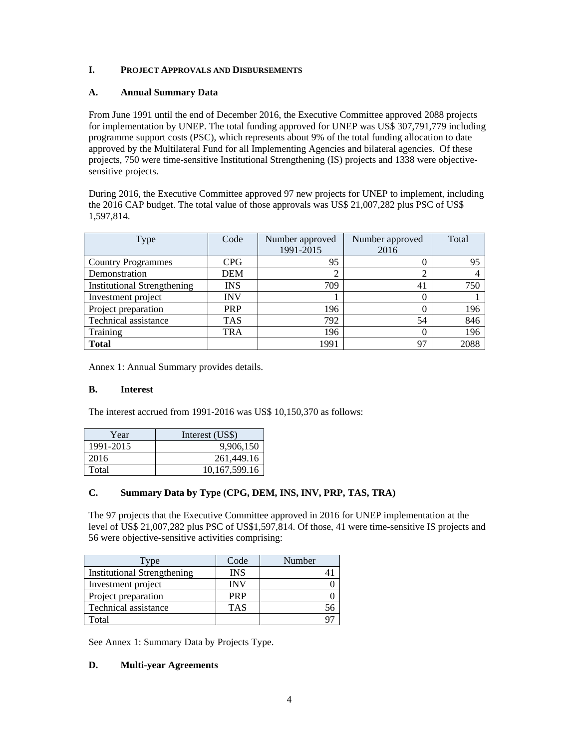## I. PROJECT APPROVALS AND DISBURSEMENTS

### A. Annual Summary Data

From June 1991 until the end of December 2016, the Executive Committee approved 2088 projects for implementation by UNEP. The total funding approved for UNEP was US$ 307,791,779 including programme support costs (PSC), which represents about 9% of the total funding allocation to date approved by the Multilateral Fund for all Implementing Agencies and bilateral agencies. Of these projects, 750 were time-sensitive Institutional Strengthening (IS) projects and 1338 were objective-sensitive projects.

During 2016, the Executive Committee approved 97 new projects for UNEP to implement, including the 2016 CAP budget. The total value of those approvals was US$ 21,007,282 plus PSC of US$ 1,597,814.

| Type | Code | Number approved 1991-2015 | Number approved 2016 | Total |
|---|---|---|---|---|
| Country Programmes | CPG | 95 | 0 | 95 |
| Demonstration | DEM | 2 | 2 | 4 |
| Institutional Strengthening | INS | 709 | 41 | 750 |
| Investment project | INV | 1 | 0 | 1 |
| Project preparation | PRP | 196 | 0 | 196 |
| Technical assistance | TAS | 792 | 54 | 846 |
| Training | TRA | 196 | 0 | 196 |
| **Total** | | 1991 | 97 | 2088 |

Annex 1: Annual Summary provides details.

### B. Interest

The interest accrued from 1991-2016 was US$ 10,150,370 as follows:

| Year | Interest (US$) |
|---|---|
| 1991-2015 | 9,906,150 |
| 2016 | 261,449.16 |
| Total | 10,167,599.16 |

### C. Summary Data by Type (CPG, DEM, INS, INV, PRP, TAS, TRA)

The 97 projects that the Executive Committee approved in 2016 for UNEP implementation at the level of US$ 21,007,282 plus PSC of US$1,597,814. Of those, 41 were time-sensitive IS projects and 56 were objective-sensitive activities comprising:

| Type | Code | Number |
|---|---|---|
| Institutional Strengthening | INS | 41 |
| Investment project | INV | 0 |
| Project preparation | PRP | 0 |
| Technical assistance | TAS | 56 |
| Total | | 97 |

See Annex 1: Summary Data by Projects Type.

### D. Multi-year Agreements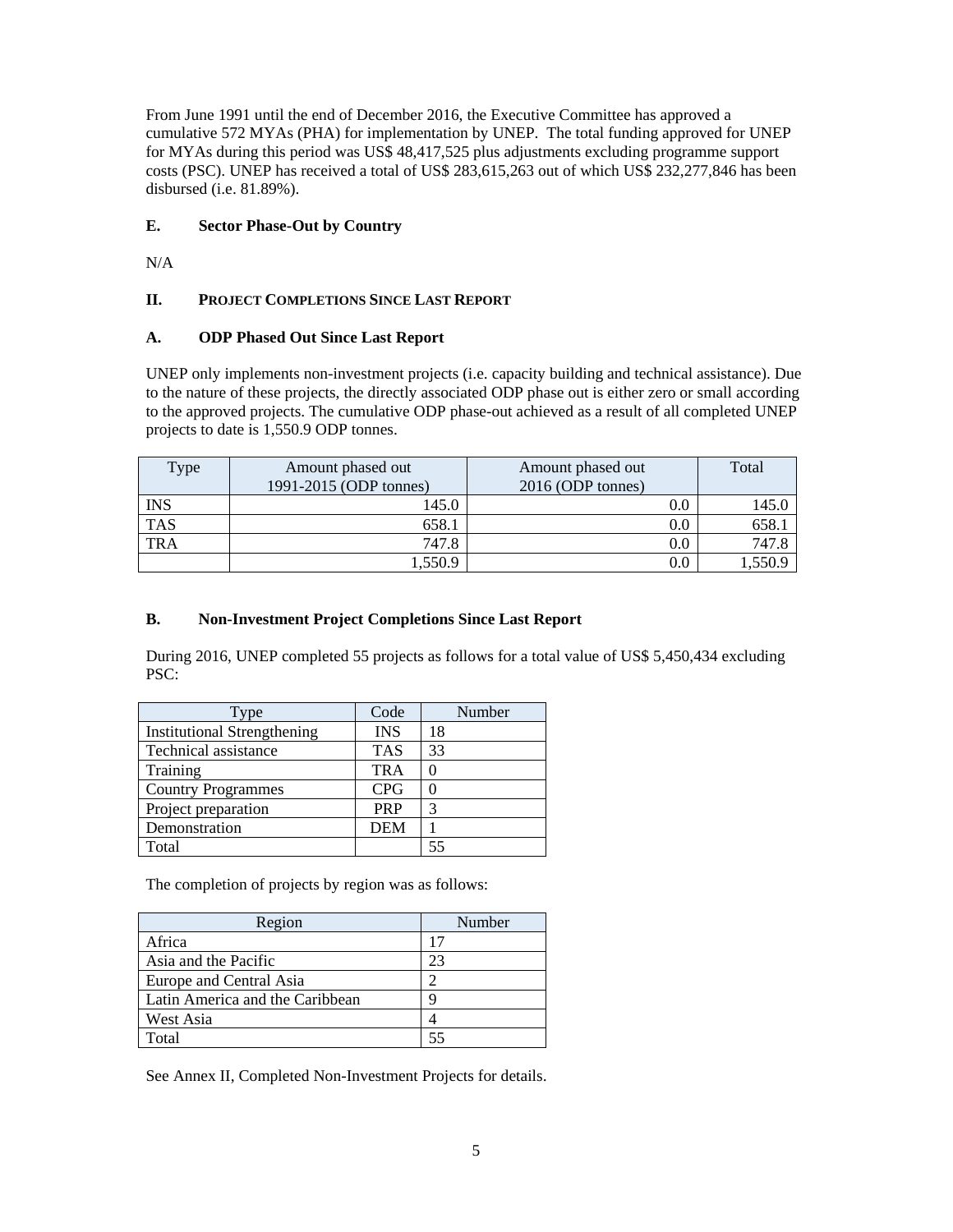From June 1991 until the end of December 2016, the Executive Committee has approved a cumulative 572 MYAs (PHA) for implementation by UNEP. The total funding approved for UNEP for MYAs during this period was US$ 48,417,525 plus adjustments excluding programme support costs (PSC). UNEP has received a total of US$ 283,615,263 out of which US$ 232,277,846 has been disbursed (i.e. 81.89%).

### E. Sector Phase-Out by Country

N/A

## II. PROJECT COMPLETIONS SINCE LAST REPORT

### A. ODP Phased Out Since Last Report

UNEP only implements non-investment projects (i.e. capacity building and technical assistance). Due to the nature of these projects, the directly associated ODP phase out is either zero or small according to the approved projects. The cumulative ODP phase-out achieved as a result of all completed UNEP projects to date is 1,550.9 ODP tonnes.

| Type | Amount phased out 1991-2015 (ODP tonnes) | Amount phased out 2016 (ODP tonnes) | Total |
|---|---|---|---|
| INS | 145.0 | 0.0 | 145.0 |
| TAS | 658.1 | 0.0 | 658.1 |
| TRA | 747.8 | 0.0 | 747.8 |
| | 1,550.9 | 0.0 | 1,550.9 |

### B. Non-Investment Project Completions Since Last Report

During 2016, UNEP completed 55 projects as follows for a total value of US$ 5,450,434 excluding PSC:

| Type | Code | Number |
|---|---|---|
| Institutional Strengthening | INS | 18 |
| Technical assistance | TAS | 33 |
| Training | TRA | 0 |
| Country Programmes | CPG | 0 |
| Project preparation | PRP | 3 |
| Demonstration | DEM | 1 |
| Total | | 55 |

The completion of projects by region was as follows:

| Region | Number |
|---|---|
| Africa | 17 |
| Asia and the Pacific | 23 |
| Europe and Central Asia | 2 |
| Latin America and the Caribbean | 9 |
| West Asia | 4 |
| Total | 55 |

See Annex II, Completed Non-Investment Projects for details.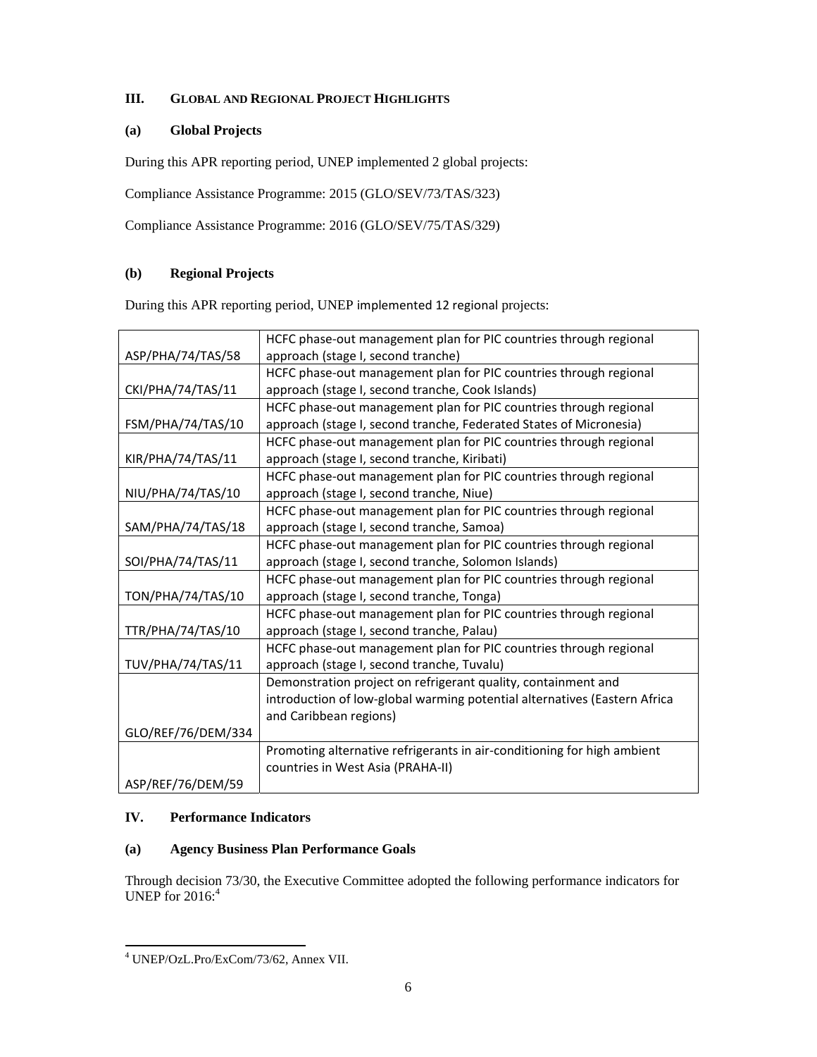## III. GLOBAL AND REGIONAL PROJECT HIGHLIGHTS

### (a) Global Projects

During this APR reporting period, UNEP implemented 2 global projects:

Compliance Assistance Programme: 2015 (GLO/SEV/73/TAS/323)

Compliance Assistance Programme: 2016 (GLO/SEV/75/TAS/329)

### (b) Regional Projects

During this APR reporting period, UNEP implemented 12 regional projects:

| | |
|---|---|
| ASP/PHA/74/TAS/58 | HCFC phase-out management plan for PIC countries through regional approach (stage I, second tranche) |
| CKI/PHA/74/TAS/11 | HCFC phase-out management plan for PIC countries through regional approach (stage I, second tranche, Cook Islands) |
| FSM/PHA/74/TAS/10 | HCFC phase-out management plan for PIC countries through regional approach (stage I, second tranche, Federated States of Micronesia) |
| KIR/PHA/74/TAS/11 | HCFC phase-out management plan for PIC countries through regional approach (stage I, second tranche, Kiribati) |
| NIU/PHA/74/TAS/10 | HCFC phase-out management plan for PIC countries through regional approach (stage I, second tranche, Niue) |
| SAM/PHA/74/TAS/18 | HCFC phase-out management plan for PIC countries through regional approach (stage I, second tranche, Samoa) |
| SOI/PHA/74/TAS/11 | HCFC phase-out management plan for PIC countries through regional approach (stage I, second tranche, Solomon Islands) |
| TON/PHA/74/TAS/10 | HCFC phase-out management plan for PIC countries through regional approach (stage I, second tranche, Tonga) |
| TTR/PHA/74/TAS/10 | HCFC phase-out management plan for PIC countries through regional approach (stage I, second tranche, Palau) |
| TUV/PHA/74/TAS/11 | HCFC phase-out management plan for PIC countries through regional approach (stage I, second tranche, Tuvalu) |
| GLO/REF/76/DEM/334 | Demonstration project on refrigerant quality, containment and introduction of low-global warming potential alternatives (Eastern Africa and Caribbean regions) |
| ASP/REF/76/DEM/59 | Promoting alternative refrigerants in air-conditioning for high ambient countries in West Asia (PRAHA-II) |

## IV. Performance Indicators

### (a) Agency Business Plan Performance Goals

Through decision 73/30, the Executive Committee adopted the following performance indicators for UNEP for 2016:[4]

[4] UNEP/OzL.Pro/ExCom/73/62, Annex VII.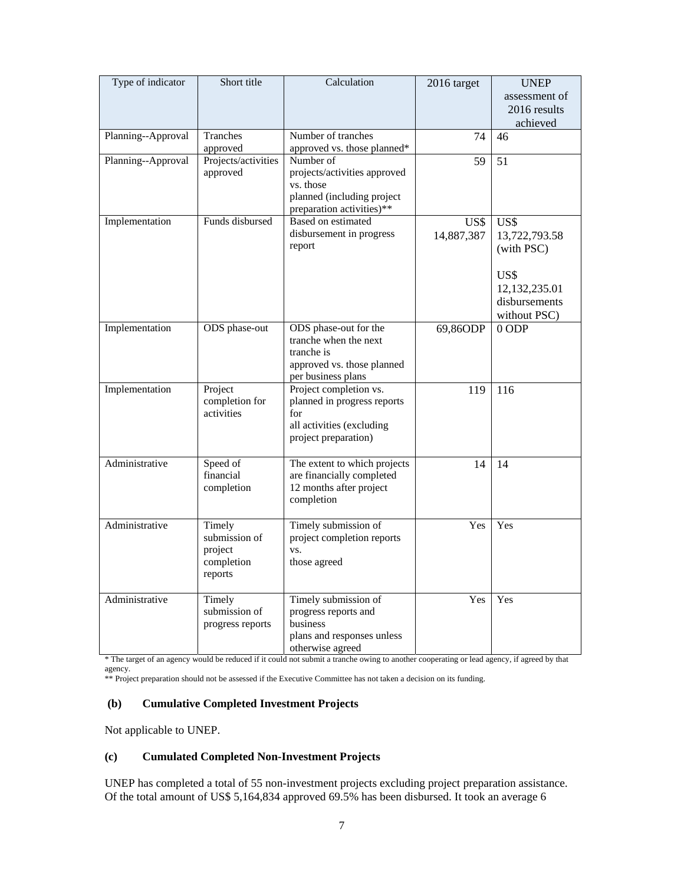| Type of indicator | Short title | Calculation | 2016 target | UNEP assessment of 2016 results achieved |
|---|---|---|---|---|
| Planning--Approval | Tranches approved | Number of tranches approved vs. those planned* | 74 | 46 |
| Planning--Approval | Projects/activities approved | Number of projects/activities approved vs. those planned (including project preparation activities)** | 59 | 51 |
| Implementation | Funds disbursed | Based on estimated disbursement in progress report | US$ 14,887,387 | US$ 13,722,793.58 (with PSC) US$ 12,132,235.01 disbursements without PSC) |
| Implementation | ODS phase-out | ODS phase-out for the tranche when the next tranche is approved vs. those planned per business plans | 69,86ODP | 0 ODP |
| Implementation | Project completion for activities | Project completion vs. planned in progress reports for all activities (excluding project preparation) | 119 | 116 |
| Administrative | Speed of financial completion | The extent to which projects are financially completed 12 months after project completion | 14 | 14 |
| Administrative | Timely submission of project completion reports | Timely submission of project completion reports vs. those agreed | Yes | Yes |
| Administrative | Timely submission of progress reports | Timely submission of progress reports and business plans and responses unless otherwise agreed | Yes | Yes |

* The target of an agency would be reduced if it could not submit a tranche owing to another cooperating or lead agency, if agreed by that agency.

** Project preparation should not be assessed if the Executive Committee has not taken a decision on its funding.

**(b) Cumulative Completed Investment Projects**

Not applicable to UNEP.

**(c) Cumulated Completed Non-Investment Projects**

UNEP has completed a total of 55 non-investment projects excluding project preparation assistance. Of the total amount of US$ 5,164,834 approved 69.5% has been disbursed. It took an average 6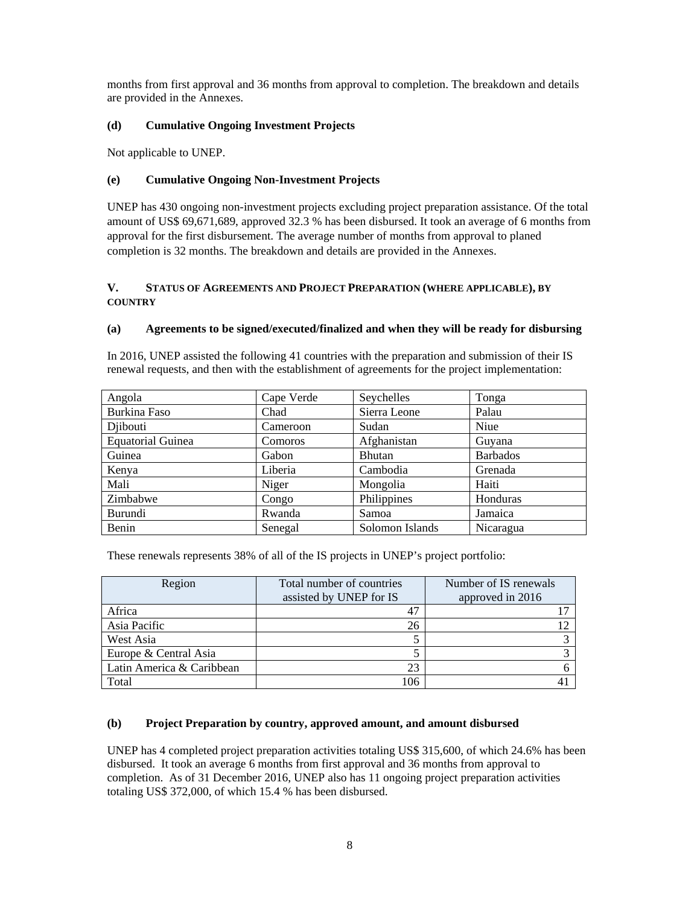months from first approval and 36 months from approval to completion. The breakdown and details are provided in the Annexes.

### (d) Cumulative Ongoing Investment Projects

Not applicable to UNEP.

### (e) Cumulative Ongoing Non-Investment Projects

UNEP has 430 ongoing non-investment projects excluding project preparation assistance. Of the total amount of US$ 69,671,689, approved 32.3 % has been disbursed. It took an average of 6 months from approval for the first disbursement. The average number of months from approval to planed completion is 32 months. The breakdown and details are provided in the Annexes.

## V. STATUS OF AGREEMENTS AND PROJECT PREPARATION (WHERE APPLICABLE), BY COUNTRY

### (a) Agreements to be signed/executed/finalized and when they will be ready for disbursing

In 2016, UNEP assisted the following 41 countries with the preparation and submission of their IS renewal requests, and then with the establishment of agreements for the project implementation:

| | | | |
|---|---|---|---|
| Angola | Cape Verde | Seychelles | Tonga |
| Burkina Faso | Chad | Sierra Leone | Palau |
| Djibouti | Cameroon | Sudan | Niue |
| Equatorial Guinea | Comoros | Afghanistan | Guyana |
| Guinea | Gabon | Bhutan | Barbados |
| Kenya | Liberia | Cambodia | Grenada |
| Mali | Niger | Mongolia | Haiti |
| Zimbabwe | Congo | Philippines | Honduras |
| Burundi | Rwanda | Samoa | Jamaica |
| Benin | Senegal | Solomon Islands | Nicaragua |

These renewals represents 38% of all of the IS projects in UNEP's project portfolio:

| Region | Total number of countries assisted by UNEP for IS | Number of IS renewals approved in 2016 |
|---|---|---|
| Africa | 47 | 17 |
| Asia Pacific | 26 | 12 |
| West Asia | 5 | 3 |
| Europe & Central Asia | 5 | 3 |
| Latin America & Caribbean | 23 | 6 |
| Total | 106 | 41 |

### (b) Project Preparation by country, approved amount, and amount disbursed

UNEP has 4 completed project preparation activities totaling US$ 315,600, of which 24.6% has been disbursed. It took an average 6 months from first approval and 36 months from approval to completion. As of 31 December 2016, UNEP also has 11 ongoing project preparation activities totaling US$ 372,000, of which 15.4 % has been disbursed.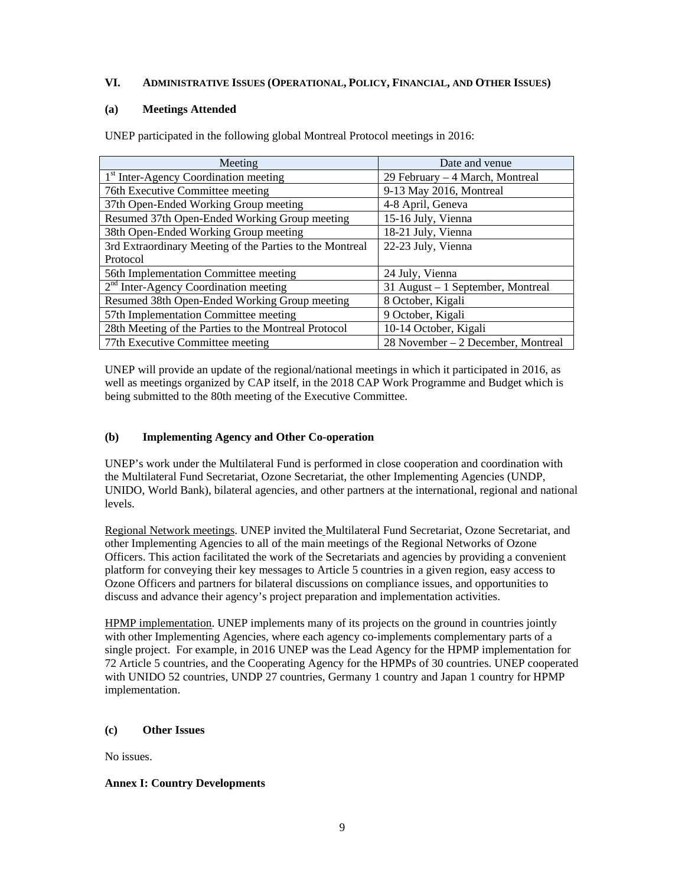## VI. ADMINISTRATIVE ISSUES (OPERATIONAL, POLICY, FINANCIAL, AND OTHER ISSUES)

### (a) Meetings Attended

UNEP participated in the following global Montreal Protocol meetings in 2016:

| Meeting | Date and venue |
|---|---|
| 1st Inter-Agency Coordination meeting | 29 February – 4 March, Montreal |
| 76th Executive Committee meeting | 9-13 May 2016, Montreal |
| 37th Open-Ended Working Group meeting | 4-8 April, Geneva |
| Resumed 37th Open-Ended Working Group meeting | 15-16 July, Vienna |
| 38th Open-Ended Working Group meeting | 18-21 July, Vienna |
| 3rd Extraordinary Meeting of the Parties to the Montreal Protocol | 22-23 July, Vienna |
| 56th Implementation Committee meeting | 24 July, Vienna |
| 2nd Inter-Agency Coordination meeting | 31 August – 1 September, Montreal |
| Resumed 38th Open-Ended Working Group meeting | 8 October, Kigali |
| 57th Implementation Committee meeting | 9 October, Kigali |
| 28th Meeting of the Parties to the Montreal Protocol | 10-14 October, Kigali |
| 77th Executive Committee meeting | 28 November – 2 December, Montreal |

UNEP will provide an update of the regional/national meetings in which it participated in 2016, as well as meetings organized by CAP itself, in the 2018 CAP Work Programme and Budget which is being submitted to the 80th meeting of the Executive Committee.

### (b) Implementing Agency and Other Co-operation

UNEP's work under the Multilateral Fund is performed in close cooperation and coordination with the Multilateral Fund Secretariat, Ozone Secretariat, the other Implementing Agencies (UNDP, UNIDO, World Bank), bilateral agencies, and other partners at the international, regional and national levels.

Regional Network meetings. UNEP invited the Multilateral Fund Secretariat, Ozone Secretariat, and other Implementing Agencies to all of the main meetings of the Regional Networks of Ozone Officers. This action facilitated the work of the Secretariats and agencies by providing a convenient platform for conveying their key messages to Article 5 countries in a given region, easy access to Ozone Officers and partners for bilateral discussions on compliance issues, and opportunities to discuss and advance their agency's project preparation and implementation activities.

HPMP implementation. UNEP implements many of its projects on the ground in countries jointly with other Implementing Agencies, where each agency co-implements complementary parts of a single project. For example, in 2016 UNEP was the Lead Agency for the HPMP implementation for 72 Article 5 countries, and the Cooperating Agency for the HPMPs of 30 countries. UNEP cooperated with UNIDO 52 countries, UNDP 27 countries, Germany 1 country and Japan 1 country for HPMP implementation.

### (c) Other Issues

No issues.

**Annex I: Country Developments**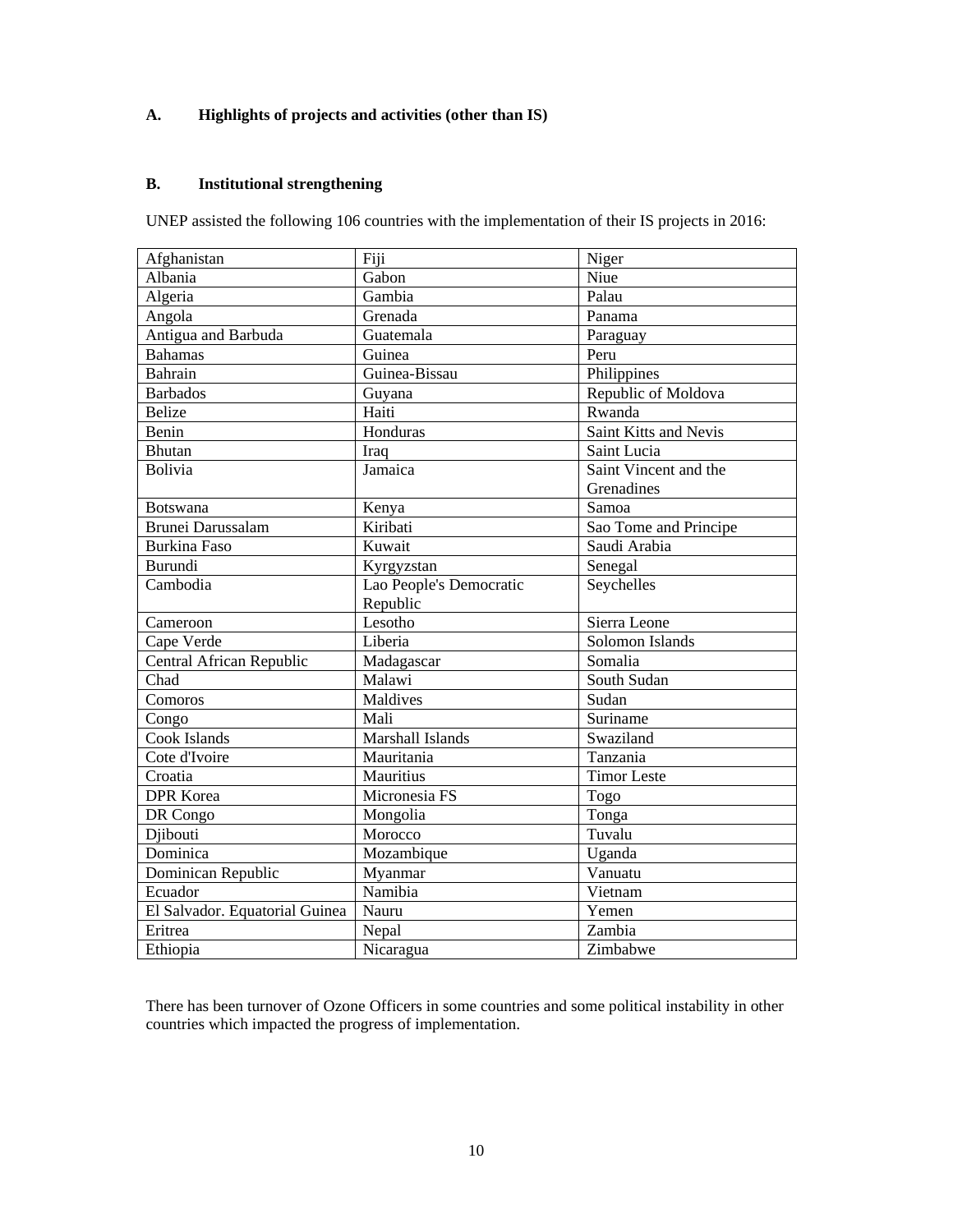## A. Highlights of projects and activities (other than IS)

## B. Institutional strengthening

UNEP assisted the following 106 countries with the implementation of their IS projects in 2016:

| | | |
|---|---|---|
| Afghanistan | Fiji | Niger |
| Albania | Gabon | Niue |
| Algeria | Gambia | Palau |
| Angola | Grenada | Panama |
| Antigua and Barbuda | Guatemala | Paraguay |
| Bahamas | Guinea | Peru |
| Bahrain | Guinea-Bissau | Philippines |
| Barbados | Guyana | Republic of Moldova |
| Belize | Haiti | Rwanda |
| Benin | Honduras | Saint Kitts and Nevis |
| Bhutan | Iraq | Saint Lucia |
| Bolivia | Jamaica | Saint Vincent and the Grenadines |
| Botswana | Kenya | Samoa |
| Brunei Darussalam | Kiribati | Sao Tome and Principe |
| Burkina Faso | Kuwait | Saudi Arabia |
| Burundi | Kyrgyzstan | Senegal |
| Cambodia | Lao People's Democratic Republic | Seychelles |
| Cameroon | Lesotho | Sierra Leone |
| Cape Verde | Liberia | Solomon Islands |
| Central African Republic | Madagascar | Somalia |
| Chad | Malawi | South Sudan |
| Comoros | Maldives | Sudan |
| Congo | Mali | Suriname |
| Cook Islands | Marshall Islands | Swaziland |
| Cote d'Ivoire | Mauritania | Tanzania |
| Croatia | Mauritius | Timor Leste |
| DPR Korea | Micronesia FS | Togo |
| DR Congo | Mongolia | Tonga |
| Djibouti | Morocco | Tuvalu |
| Dominica | Mozambique | Uganda |
| Dominican Republic | Myanmar | Vanuatu |
| Ecuador | Namibia | Vietnam |
| El Salvador. Equatorial Guinea | Nauru | Yemen |
| Eritrea | Nepal | Zambia |
| Ethiopia | Nicaragua | Zimbabwe |

There has been turnover of Ozone Officers in some countries and some political instability in other countries which impacted the progress of implementation.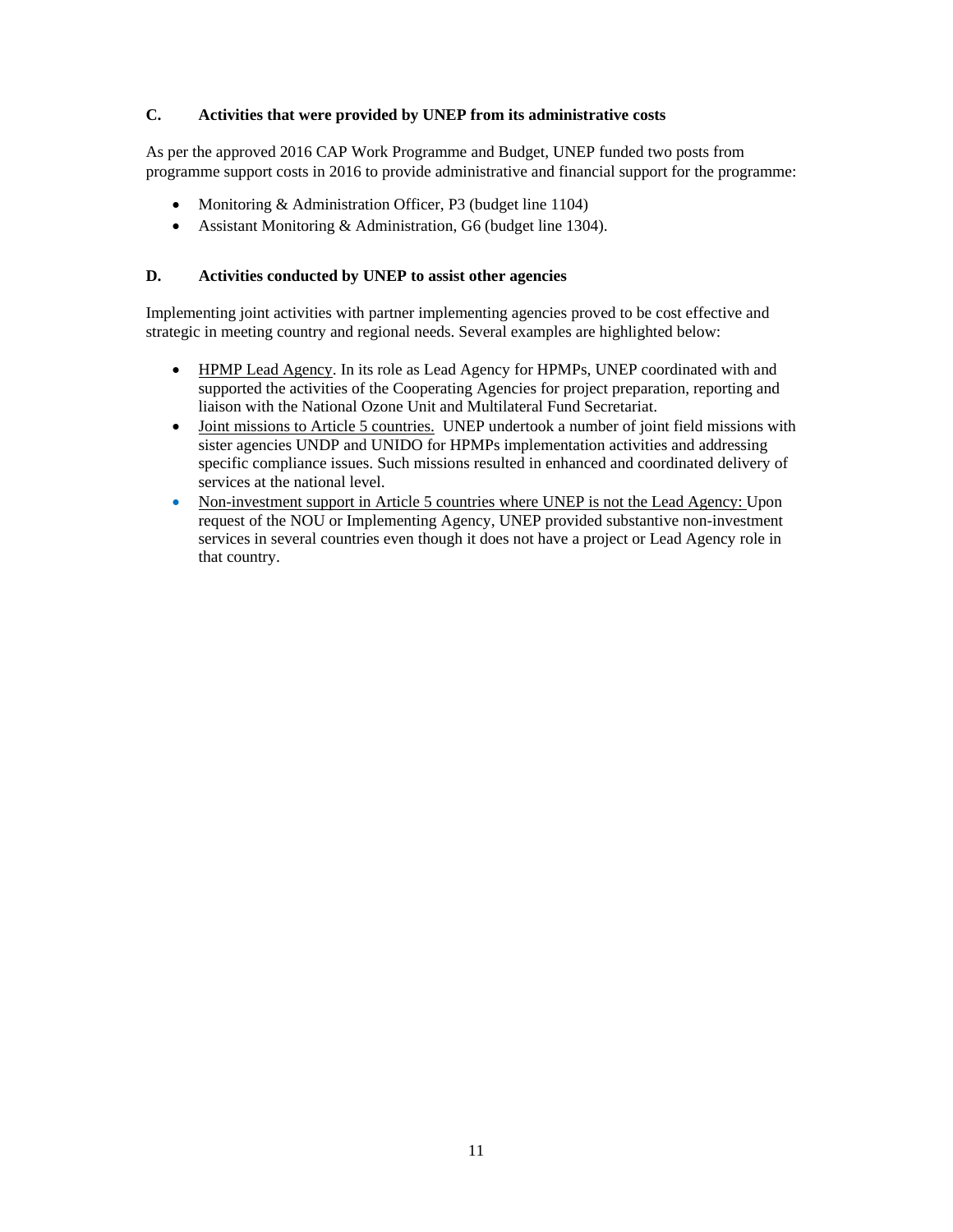### C. Activities that were provided by UNEP from its administrative costs

As per the approved 2016 CAP Work Programme and Budget, UNEP funded two posts from programme support costs in 2016 to provide administrative and financial support for the programme:

- Monitoring & Administration Officer, P3 (budget line 1104)
- Assistant Monitoring & Administration, G6 (budget line 1304).

### D. Activities conducted by UNEP to assist other agencies

Implementing joint activities with partner implementing agencies proved to be cost effective and strategic in meeting country and regional needs. Several examples are highlighted below:

- HPMP Lead Agency. In its role as Lead Agency for HPMPs, UNEP coordinated with and supported the activities of the Cooperating Agencies for project preparation, reporting and liaison with the National Ozone Unit and Multilateral Fund Secretariat.
- Joint missions to Article 5 countries. UNEP undertook a number of joint field missions with sister agencies UNDP and UNIDO for HPMPs implementation activities and addressing specific compliance issues. Such missions resulted in enhanced and coordinated delivery of services at the national level.
- Non-investment support in Article 5 countries where UNEP is not the Lead Agency: Upon request of the NOU or Implementing Agency, UNEP provided substantive non-investment services in several countries even though it does not have a project or Lead Agency role in that country.